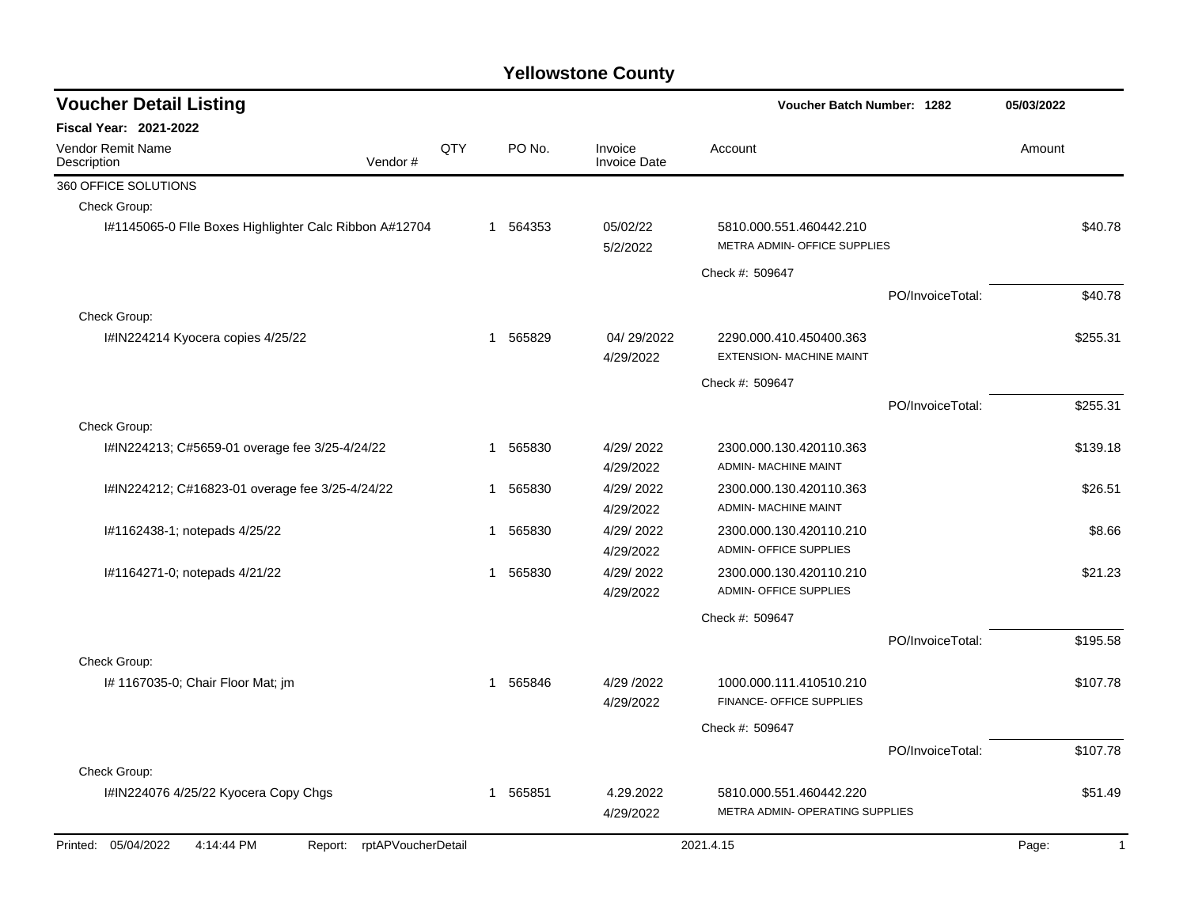# Yellowstone County

## Voucher Detail Listing

**Voucher Batch Number: 1282** — **05/03/2022**

**Fiscal Year: 2021-2022**

| Vendor Remit Name / Description | Vendor # | QTY | PO No. | Invoice / Invoice Date | Account | Amount |
|---|---|---|---|---|---|---|
| 360 OFFICE SOLUTIONS | | | | | | |
| Check Group: | | | | | | |
| I#1145065-0 FIle Boxes Highlighter Calc Ribbon A#12704 | | 1 | 564353 | 05/02/22 / 5/2/2022 | 5810.000.551.460442.210 METRA ADMIN- OFFICE SUPPLIES | $40.78 |
| | | | | | Check #: 509647 | |
| | | | | | PO/InvoiceTotal: | $40.78 |
| Check Group: | | | | | | |
| I#IN224214 Kyocera copies 4/25/22 | | 1 | 565829 | 04/ 29/2022 / 4/29/2022 | 2290.000.410.450400.363 EXTENSION- MACHINE MAINT | $255.31 |
| | | | | | Check #: 509647 | |
| | | | | | PO/InvoiceTotal: | $255.31 |
| Check Group: | | | | | | |
| I#IN224213; C#5659-01 overage fee 3/25-4/24/22 | | 1 | 565830 | 4/29/ 2022 / 4/29/2022 | 2300.000.130.420110.363 ADMIN- MACHINE MAINT | $139.18 |
| I#IN224212; C#16823-01 overage fee 3/25-4/24/22 | | 1 | 565830 | 4/29/ 2022 / 4/29/2022 | 2300.000.130.420110.363 ADMIN- MACHINE MAINT | $26.51 |
| I#1162438-1; notepads 4/25/22 | | 1 | 565830 | 4/29/ 2022 / 4/29/2022 | 2300.000.130.420110.210 ADMIN- OFFICE SUPPLIES | $8.66 |
| I#1164271-0; notepads 4/21/22 | | 1 | 565830 | 4/29/ 2022 / 4/29/2022 | 2300.000.130.420110.210 ADMIN- OFFICE SUPPLIES | $21.23 |
| | | | | | Check #: 509647 | |
| | | | | | PO/InvoiceTotal: | $195.58 |
| Check Group: | | | | | | |
| I# 1167035-0; Chair Floor Mat; jm | | 1 | 565846 | 4/29 /2022 / 4/29/2022 | 1000.000.111.410510.210 FINANCE- OFFICE SUPPLIES | $107.78 |
| | | | | | Check #: 509647 | |
| | | | | | PO/InvoiceTotal: | $107.78 |
| Check Group: | | | | | | |
| I#IN224076 4/25/22 Kyocera Copy Chgs | | 1 | 565851 | 4.29.2022 / 4/29/2022 | 5810.000.551.460442.220 METRA ADMIN- OPERATING SUPPLIES | $51.49 |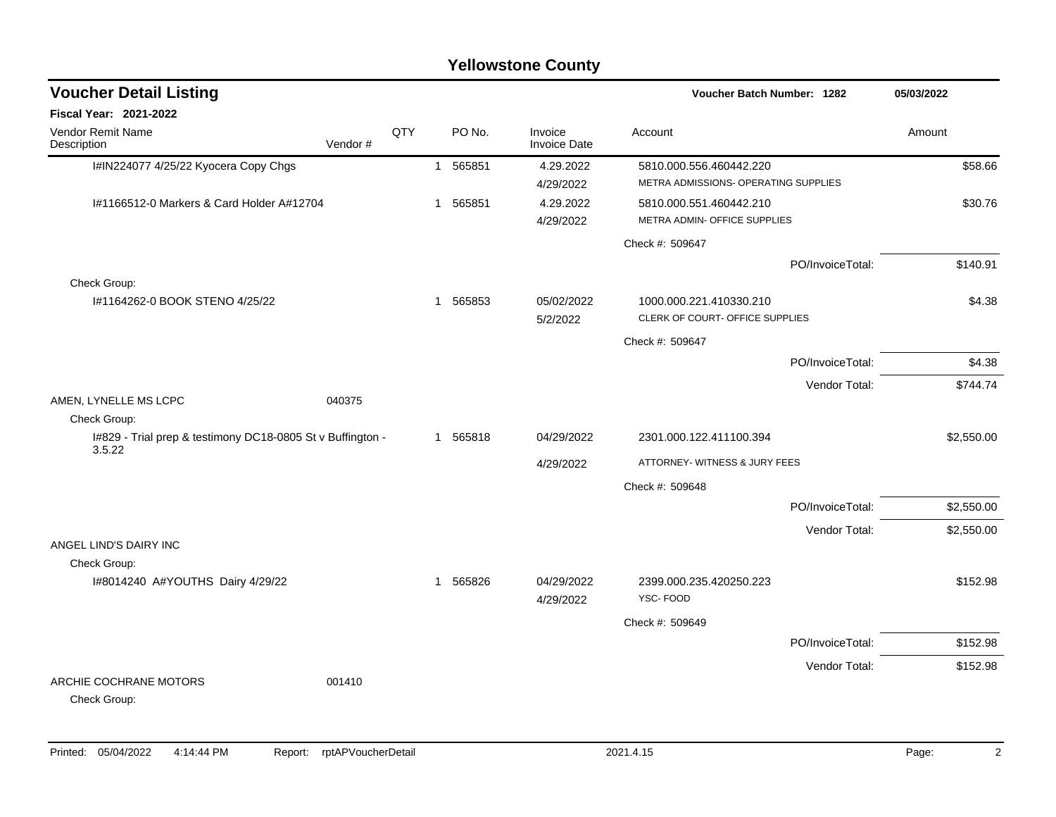# Yellowstone County

## Voucher Detail Listing

**Voucher Batch Number: 1282** — 05/03/2022

**Fiscal Year: 2021-2022**

| Vendor Remit Name / Description | Vendor # | QTY | PO No. | Invoice / Invoice Date | Account | Amount |
|---|---|---|---|---|---|---|
| I#IN224077 4/25/22 Kyocera Copy Chgs | | 1 | 565851 | 4.29.2022 / 4/29/2022 | 5810.000.556.460442.220 METRA ADMISSIONS- OPERATING SUPPLIES | $58.66 |
| I#1166512-0 Markers & Card Holder A#12704 | | 1 | 565851 | 4.29.2022 / 4/29/2022 | 5810.000.551.460442.210 METRA ADMIN- OFFICE SUPPLIES | $30.76 |
| | | | | | Check #: 509647 | |
| | | | | | PO/InvoiceTotal: | $140.91 |
| Check Group: | | | | | | |
| I#1164262-0 BOOK STENO 4/25/22 | | 1 | 565853 | 05/02/2022 / 5/2/2022 | 1000.000.221.410330.210 CLERK OF COURT- OFFICE SUPPLIES | $4.38 |
| | | | | | Check #: 509647 | |
| | | | | | PO/InvoiceTotal: | $4.38 |
| | | | | | Vendor Total: | $744.74 |
| AMEN, LYNELLE MS LCPC | 040375 | | | | | |
| Check Group: | | | | | | |
| I#829 - Trial prep & testimony DC18-0805 St v Buffington - 3.5.22 | | 1 | 565818 | 04/29/2022 / 4/29/2022 | 2301.000.122.411100.394 ATTORNEY- WITNESS & JURY FEES | $2,550.00 |
| | | | | | Check #: 509648 | |
| | | | | | PO/InvoiceTotal: | $2,550.00 |
| | | | | | Vendor Total: | $2,550.00 |
| ANGEL LIND'S DAIRY INC | | | | | | |
| Check Group: | | | | | | |
| I#8014240 A#YOUTHS Dairy 4/29/22 | | 1 | 565826 | 04/29/2022 / 4/29/2022 | 2399.000.235.420250.223 YSC- FOOD | $152.98 |
| | | | | | Check #: 509649 | |
| | | | | | PO/InvoiceTotal: | $152.98 |
| | | | | | Vendor Total: | $152.98 |
| ARCHIE COCHRANE MOTORS | 001410 | | | | | |
| Check Group: | | | | | | |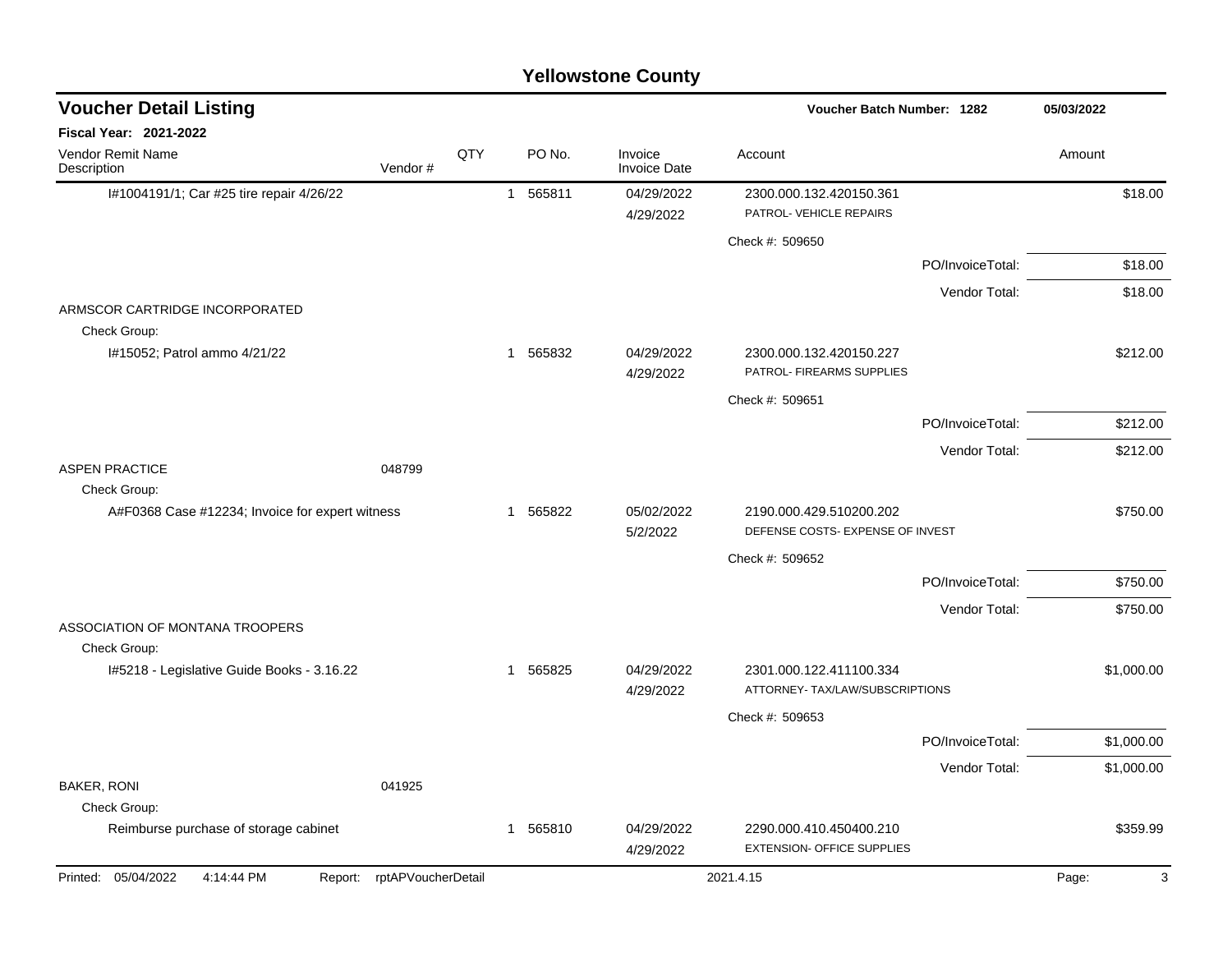# Yellowstone County

## Voucher Detail Listing

**Voucher Batch Number: 1282** — 05/03/2022

**Fiscal Year: 2021-2022**

| Vendor Remit Name / Description | Vendor # | QTY | PO No. | Invoice / Invoice Date | Account | Amount |
|---|---|---|---|---|---|---|
| I#1004191/1; Car #25 tire repair 4/26/22 | | 1 | 565811 | 04/29/2022<br>4/29/2022 | 2300.000.132.420150.361<br>PATROL- VEHICLE REPAIRS | $18.00 |
| | | | | | Check #: 509650 | |
| | | | | | PO/InvoiceTotal: | $18.00 |
| | | | | | Vendor Total: | $18.00 |
| ARMSCOR CARTRIDGE INCORPORATED | | | | | | |
| Check Group: | | | | | | |
| I#15052; Patrol ammo 4/21/22 | | 1 | 565832 | 04/29/2022<br>4/29/2022 | 2300.000.132.420150.227<br>PATROL- FIREARMS SUPPLIES | $212.00 |
| | | | | | Check #: 509651 | |
| | | | | | PO/InvoiceTotal: | $212.00 |
| | | | | | Vendor Total: | $212.00 |
| ASPEN PRACTICE | 048799 | | | | | |
| Check Group: | | | | | | |
| A#F0368 Case #12234; Invoice for expert witness | | 1 | 565822 | 05/02/2022<br>5/2/2022 | 2190.000.429.510200.202<br>DEFENSE COSTS- EXPENSE OF INVEST | $750.00 |
| | | | | | Check #: 509652 | |
| | | | | | PO/InvoiceTotal: | $750.00 |
| | | | | | Vendor Total: | $750.00 |
| ASSOCIATION OF MONTANA TROOPERS | | | | | | |
| Check Group: | | | | | | |
| I#5218 - Legislative Guide Books - 3.16.22 | | 1 | 565825 | 04/29/2022<br>4/29/2022 | 2301.000.122.411100.334<br>ATTORNEY- TAX/LAW/SUBSCRIPTIONS | $1,000.00 |
| | | | | | Check #: 509653 | |
| | | | | | PO/InvoiceTotal: | $1,000.00 |
| | | | | | Vendor Total: | $1,000.00 |
| BAKER, RONI | 041925 | | | | | |
| Check Group: | | | | | | |
| Reimburse purchase of storage cabinet | | 1 | 565810 | 04/29/2022<br>4/29/2022 | 2290.000.410.450400.210<br>EXTENSION- OFFICE SUPPLIES | $359.99 |

Printed: 05/04/2022 4:14:44 PM Report: rptAPVoucherDetail 2021.4.15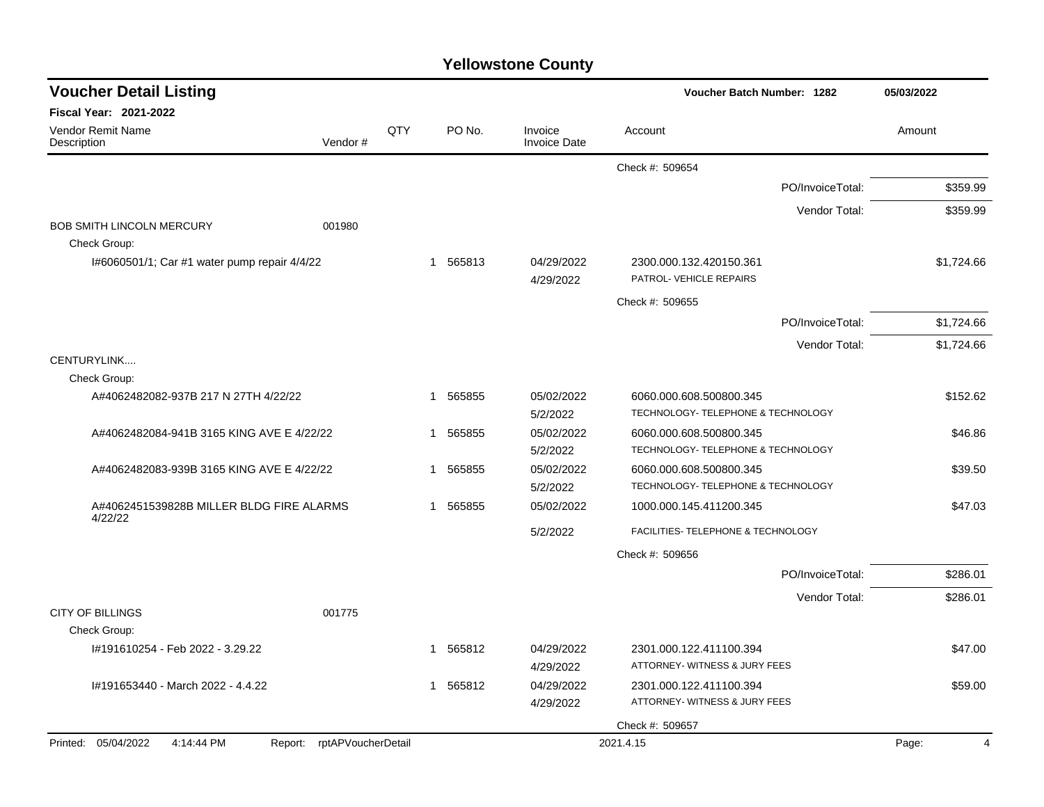# Yellowstone County

## Voucher Detail Listing

**Voucher Batch Number: 1282** — 05/03/2022

**Fiscal Year: 2021-2022**

| Vendor Remit Name / Description | Vendor # | QTY | PO No. | Invoice / Invoice Date | Account | Amount |
|---|---|---|---|---|---|---|
| | | | | | Check #: 509654 | |
| | | | | | PO/InvoiceTotal: | $359.99 |
| | | | | | Vendor Total: | $359.99 |
| BOB SMITH LINCOLN MERCURY | 001980 | | | | | |
| Check Group: | | | | | | |
| I#6060501/1; Car #1 water pump repair 4/4/22 | | 1 | 565813 | 04/29/2022 4/29/2022 | 2300.000.132.420150.361 PATROL- VEHICLE REPAIRS | $1,724.66 |
| | | | | | Check #: 509655 | |
| | | | | | PO/InvoiceTotal: | $1,724.66 |
| | | | | | Vendor Total: | $1,724.66 |
| CENTURYLINK.... | | | | | | |
| Check Group: | | | | | | |
| A#4062482082-937B 217 N 27TH 4/22/22 | | 1 | 565855 | 05/02/2022 5/2/2022 | 6060.000.608.500800.345 TECHNOLOGY- TELEPHONE & TECHNOLOGY | $152.62 |
| A#4062482084-941B 3165 KING AVE E 4/22/22 | | 1 | 565855 | 05/02/2022 5/2/2022 | 6060.000.608.500800.345 TECHNOLOGY- TELEPHONE & TECHNOLOGY | $46.86 |
| A#4062482083-939B 3165 KING AVE E 4/22/22 | | 1 | 565855 | 05/02/2022 5/2/2022 | 6060.000.608.500800.345 TECHNOLOGY- TELEPHONE & TECHNOLOGY | $39.50 |
| A#4062451539828B MILLER BLDG FIRE ALARMS 4/22/22 | | 1 | 565855 | 05/02/2022 5/2/2022 | 1000.000.145.411200.345 FACILITIES- TELEPHONE & TECHNOLOGY | $47.03 |
| | | | | | Check #: 509656 | |
| | | | | | PO/InvoiceTotal: | $286.01 |
| | | | | | Vendor Total: | $286.01 |
| CITY OF BILLINGS | 001775 | | | | | |
| Check Group: | | | | | | |
| I#191610254 - Feb 2022 - 3.29.22 | | 1 | 565812 | 04/29/2022 4/29/2022 | 2301.000.122.411100.394 ATTORNEY- WITNESS & JURY FEES | $47.00 |
| I#191653440 - March 2022 - 4.4.22 | | 1 | 565812 | 04/29/2022 4/29/2022 | 2301.000.122.411100.394 ATTORNEY- WITNESS & JURY FEES | $59.00 |
| | | | | | Check #: 509657 | |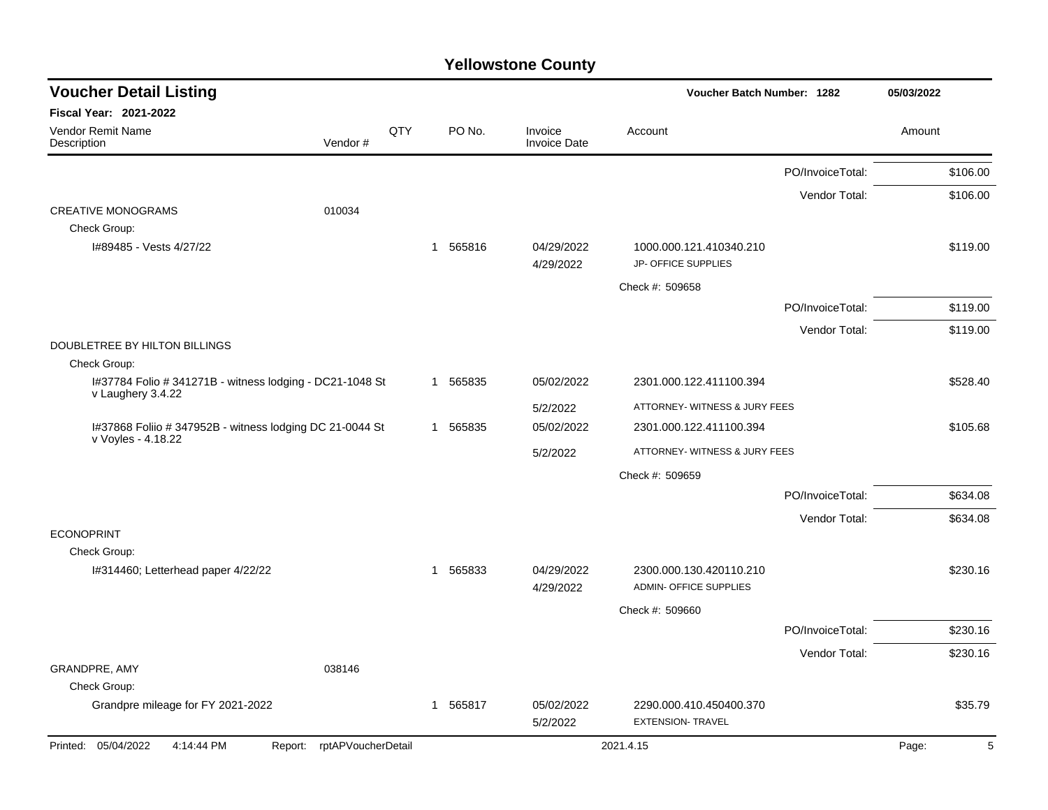# Yellowstone County

## Voucher Detail Listing

**Voucher Batch Number: 1282** | 05/03/2022

**Fiscal Year: 2021-2022**

| Vendor Remit Name / Description | Vendor # | QTY | PO No. | Invoice / Invoice Date | Account | Amount |
|---|---|---|---|---|---|---|
| | | | | | PO/InvoiceTotal: | $106.00 |
| | | | | | Vendor Total: | $106.00 |
| CREATIVE MONOGRAMS | 010034 | | | | | |
| Check Group: | | | | | | |
| I#89485 - Vests 4/27/22 | | 1 | 565816 | 04/29/2022 4/29/2022 | 1000.000.121.410340.210 JP- OFFICE SUPPLIES | $119.00 |
| | | | | | Check #: 509658 | |
| | | | | | PO/InvoiceTotal: | $119.00 |
| | | | | | Vendor Total: | $119.00 |
| DOUBLETREE BY HILTON BILLINGS | | | | | | |
| Check Group: | | | | | | |
| I#37784 Folio # 341271B - witness lodging - DC21-1048 St v Laughery 3.4.22 | | 1 | 565835 | 05/02/2022 5/2/2022 | 2301.000.122.411100.394 ATTORNEY- WITNESS & JURY FEES | $528.40 |
| I#37868 Foliio # 347952B - witness lodging DC 21-0044 St v Voyles - 4.18.22 | | 1 | 565835 | 05/02/2022 5/2/2022 | 2301.000.122.411100.394 ATTORNEY- WITNESS & JURY FEES | $105.68 |
| | | | | | Check #: 509659 | |
| | | | | | PO/InvoiceTotal: | $634.08 |
| | | | | | Vendor Total: | $634.08 |
| ECONOPRINT | | | | | | |
| Check Group: | | | | | | |
| I#314460; Letterhead paper 4/22/22 | | 1 | 565833 | 04/29/2022 4/29/2022 | 2300.000.130.420110.210 ADMIN- OFFICE SUPPLIES | $230.16 |
| | | | | | Check #: 509660 | |
| | | | | | PO/InvoiceTotal: | $230.16 |
| | | | | | Vendor Total: | $230.16 |
| GRANDPRE, AMY | 038146 | | | | | |
| Check Group: | | | | | | |
| Grandpre mileage for FY 2021-2022 | | 1 | 565817 | 05/02/2022 5/2/2022 | 2290.000.410.450400.370 EXTENSION- TRAVEL | $35.79 |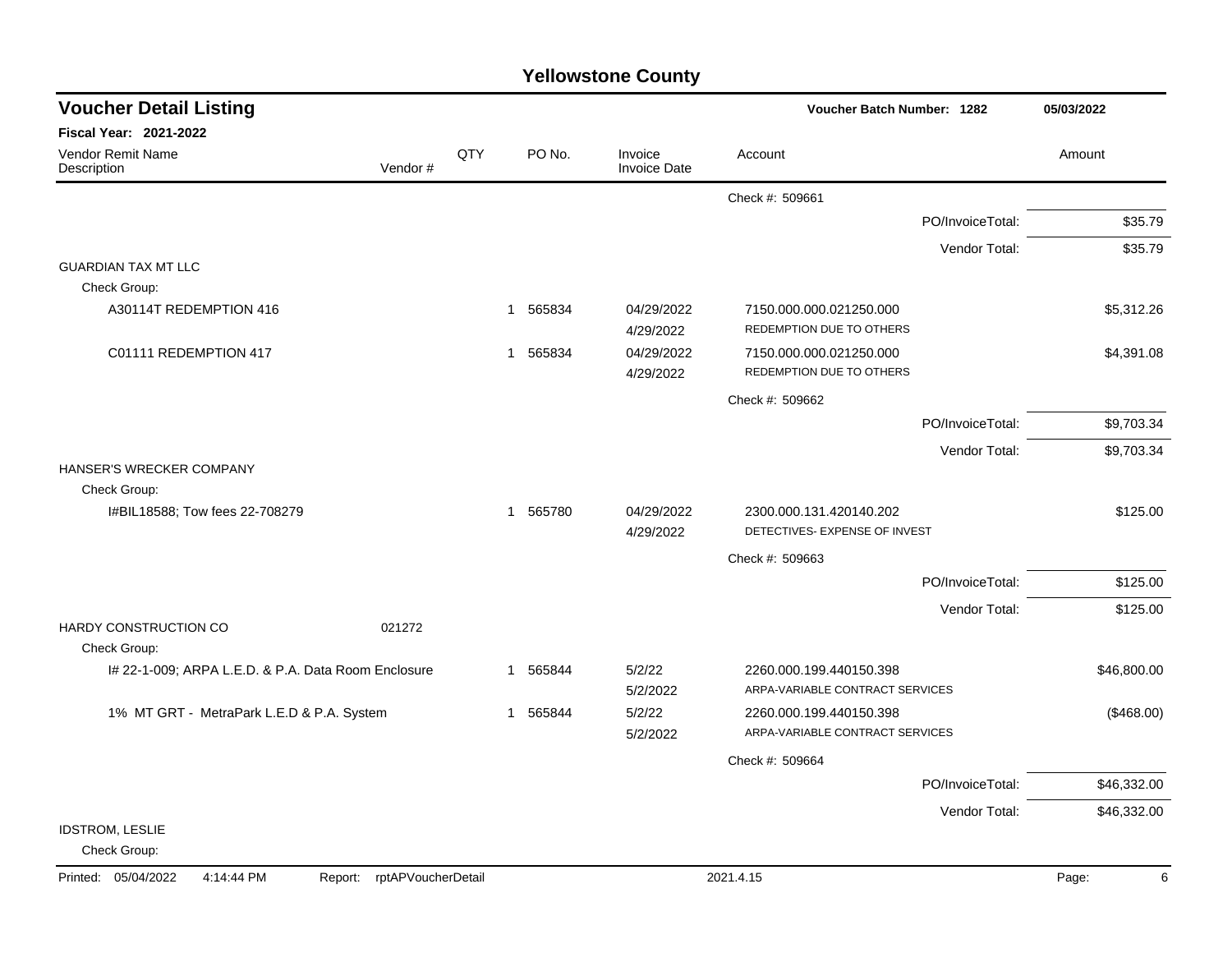# Yellowstone County

## Voucher Detail Listing

**Voucher Batch Number: 1282** — 05/03/2022

**Fiscal Year: 2021-2022**

| Vendor Remit Name / Description | Vendor # | QTY | PO No. | Invoice / Invoice Date | Account | Amount |
|---|---|---|---|---|---|---|
| | | | | | Check #: 509661 | |
| | | | | | PO/InvoiceTotal: | $35.79 |
| | | | | | Vendor Total: | $35.79 |
| GUARDIAN TAX MT LLC | | | | | | |
| Check Group: | | | | | | |
| A30114T REDEMPTION 416 | | 1 | 565834 | 04/29/2022 4/29/2022 | 7150.000.000.021250.000 REDEMPTION DUE TO OTHERS | $5,312.26 |
| C01111 REDEMPTION 417 | | 1 | 565834 | 04/29/2022 4/29/2022 | 7150.000.000.021250.000 REDEMPTION DUE TO OTHERS | $4,391.08 |
| | | | | | Check #: 509662 | |
| | | | | | PO/InvoiceTotal: | $9,703.34 |
| | | | | | Vendor Total: | $9,703.34 |
| HANSER'S WRECKER COMPANY | | | | | | |
| Check Group: | | | | | | |
| I#BIL18588; Tow fees 22-708279 | | 1 | 565780 | 04/29/2022 4/29/2022 | 2300.000.131.420140.202 DETECTIVES- EXPENSE OF INVEST | $125.00 |
| | | | | | Check #: 509663 | |
| | | | | | PO/InvoiceTotal: | $125.00 |
| | | | | | Vendor Total: | $125.00 |
| HARDY CONSTRUCTION CO | 021272 | | | | | |
| Check Group: | | | | | | |
| I# 22-1-009; ARPA L.E.D. & P.A. Data Room Enclosure | | 1 | 565844 | 5/2/22 5/2/2022 | 2260.000.199.440150.398 ARPA-VARIABLE CONTRACT SERVICES | $46,800.00 |
| 1% MT GRT - MetraPark L.E.D & P.A. System | | 1 | 565844 | 5/2/22 5/2/2022 | 2260.000.199.440150.398 ARPA-VARIABLE CONTRACT SERVICES | ($468.00) |
| | | | | | Check #: 509664 | |
| | | | | | PO/InvoiceTotal: | $46,332.00 |
| | | | | | Vendor Total: | $46,332.00 |
| IDSTROM, LESLIE | | | | | | |
| Check Group: | | | | | | |

Printed: 05/04/2022 4:14:44 PM Report: rptAPVoucherDetail 2021.4.15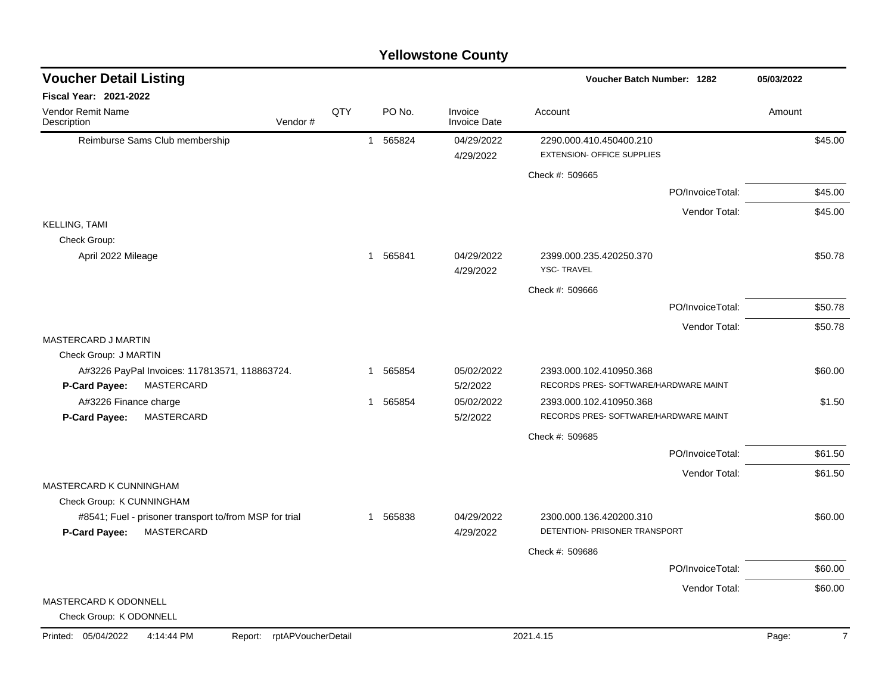# Yellowstone County

## Voucher Detail Listing

**Voucher Batch Number: 1282** — 05/03/2022

**Fiscal Year: 2021-2022**

| Vendor Remit Name / Description | Vendor # | QTY | PO No. | Invoice / Invoice Date | Account | Amount |
|---|---|---|---|---|---|---|
| Reimburse Sams Club membership | | 1 | 565824 | 04/29/2022 / 4/29/2022 | 2290.000.410.450400.210 EXTENSION- OFFICE SUPPLIES | $45.00 |
| | | | | | Check #: 509665 | |
| | | | | | PO/InvoiceTotal: | $45.00 |
| | | | | | Vendor Total: | $45.00 |
| KELLING, TAMI | | | | | | |
| Check Group: | | | | | | |
| April 2022 Mileage | | 1 | 565841 | 04/29/2022 / 4/29/2022 | 2399.000.235.420250.370 YSC- TRAVEL | $50.78 |
| | | | | | Check #: 509666 | |
| | | | | | PO/InvoiceTotal: | $50.78 |
| | | | | | Vendor Total: | $50.78 |
| MASTERCARD J MARTIN | | | | | | |
| Check Group: J MARTIN | | | | | | |
| A#3226 PayPal Invoices: 117813571, 118863724. **P-Card Payee:** MASTERCARD | | 1 | 565854 | 05/02/2022 / 5/2/2022 | 2393.000.102.410950.368 RECORDS PRES- SOFTWARE/HARDWARE MAINT | $60.00 |
| A#3226 Finance charge **P-Card Payee:** MASTERCARD | | 1 | 565854 | 05/02/2022 / 5/2/2022 | 2393.000.102.410950.368 RECORDS PRES- SOFTWARE/HARDWARE MAINT | $1.50 |
| | | | | | Check #: 509685 | |
| | | | | | PO/InvoiceTotal: | $61.50 |
| | | | | | Vendor Total: | $61.50 |
| MASTERCARD K CUNNINGHAM | | | | | | |
| Check Group: K CUNNINGHAM | | | | | | |
| #8541; Fuel - prisoner transport to/from MSP for trial **P-Card Payee:** MASTERCARD | | 1 | 565838 | 04/29/2022 / 4/29/2022 | 2300.000.136.420200.310 DETENTION- PRISONER TRANSPORT | $60.00 |
| | | | | | Check #: 509686 | |
| | | | | | PO/InvoiceTotal: | $60.00 |
| | | | | | Vendor Total: | $60.00 |
| MASTERCARD K ODONNELL | | | | | | |
| Check Group: K ODONNELL | | | | | | |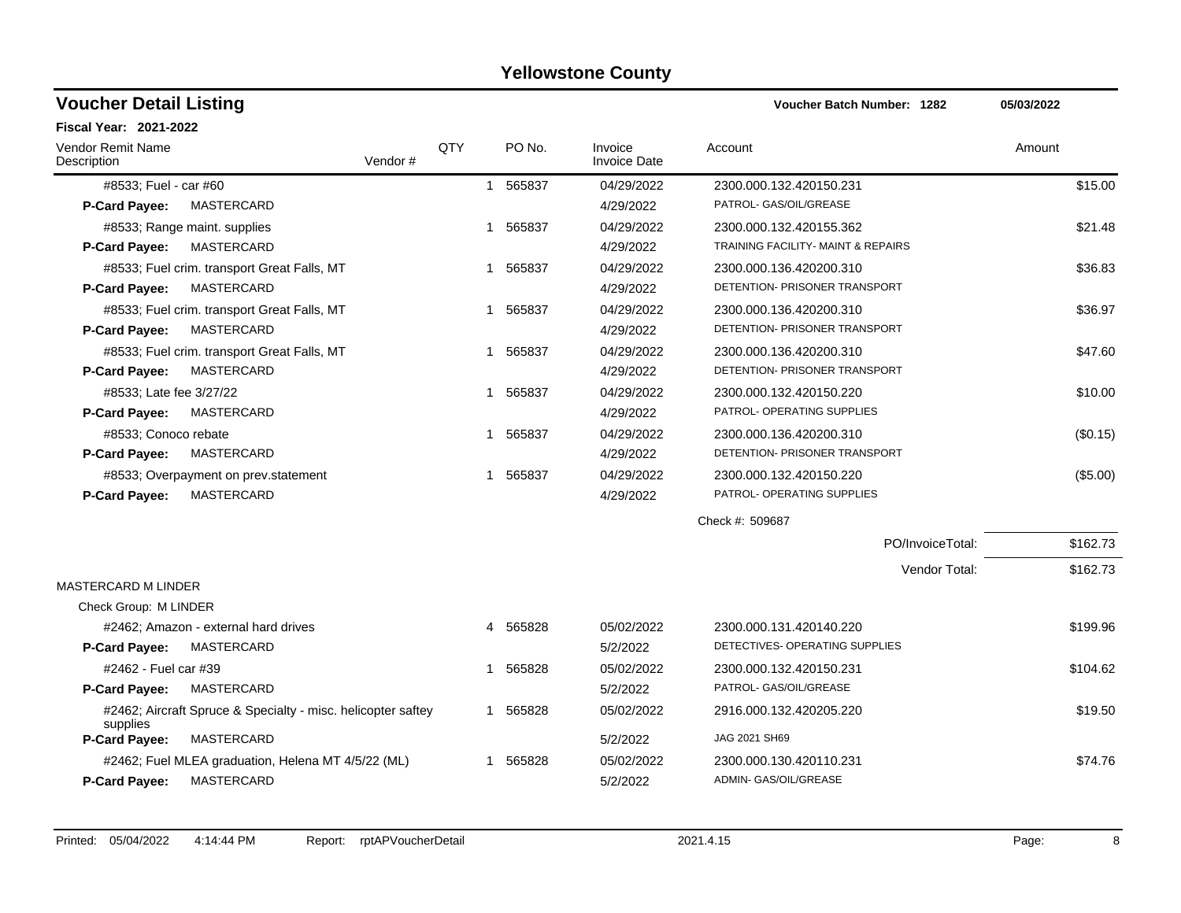# Yellowstone County

## Voucher Detail Listing

**Voucher Batch Number: 1282** 05/03/2022

**Fiscal Year: 2021-2022**

| Vendor Remit Name / Description | Vendor # | QTY | PO No. | Invoice / Invoice Date | Account | Amount |
|---|---|---|---|---|---|---|
| #8533; Fuel - car #60 | | 1 | 565837 | 04/29/2022 | 2300.000.132.420150.231 | $15.00 |
| **P-Card Payee:** MASTERCARD | | | | 4/29/2022 | PATROL- GAS/OIL/GREASE | |
| #8533; Range maint. supplies | | 1 | 565837 | 04/29/2022 | 2300.000.132.420155.362 | $21.48 |
| **P-Card Payee:** MASTERCARD | | | | 4/29/2022 | TRAINING FACILITY- MAINT & REPAIRS | |
| #8533; Fuel crim. transport Great Falls, MT | | 1 | 565837 | 04/29/2022 | 2300.000.136.420200.310 | $36.83 |
| **P-Card Payee:** MASTERCARD | | | | 4/29/2022 | DETENTION- PRISONER TRANSPORT | |
| #8533; Fuel crim. transport Great Falls, MT | | 1 | 565837 | 04/29/2022 | 2300.000.136.420200.310 | $36.97 |
| **P-Card Payee:** MASTERCARD | | | | 4/29/2022 | DETENTION- PRISONER TRANSPORT | |
| #8533; Fuel crim. transport Great Falls, MT | | 1 | 565837 | 04/29/2022 | 2300.000.136.420200.310 | $47.60 |
| **P-Card Payee:** MASTERCARD | | | | 4/29/2022 | DETENTION- PRISONER TRANSPORT | |
| #8533; Late fee 3/27/22 | | 1 | 565837 | 04/29/2022 | 2300.000.132.420150.220 | $10.00 |
| **P-Card Payee:** MASTERCARD | | | | 4/29/2022 | PATROL- OPERATING SUPPLIES | |
| #8533; Conoco rebate | | 1 | 565837 | 04/29/2022 | 2300.000.136.420200.310 | ($0.15) |
| **P-Card Payee:** MASTERCARD | | | | 4/29/2022 | DETENTION- PRISONER TRANSPORT | |
| #8533; Overpayment on prev.statement | | 1 | 565837 | 04/29/2022 | 2300.000.132.420150.220 | ($5.00) |
| **P-Card Payee:** MASTERCARD | | | | 4/29/2022 | PATROL- OPERATING SUPPLIES | |
| | | | | | Check #: 509687 | |
| | | | | | PO/InvoiceTotal: | $162.73 |
| | | | | | Vendor Total: | $162.73 |
| MASTERCARD M LINDER | | | | | | |
| Check Group: M LINDER | | | | | | |
| #2462; Amazon - external hard drives | | 4 | 565828 | 05/02/2022 | 2300.000.131.420140.220 | $199.96 |
| **P-Card Payee:** MASTERCARD | | | | 5/2/2022 | DETECTIVES- OPERATING SUPPLIES | |
| #2462 - Fuel car #39 | | 1 | 565828 | 05/02/2022 | 2300.000.132.420150.231 | $104.62 |
| **P-Card Payee:** MASTERCARD | | | | 5/2/2022 | PATROL- GAS/OIL/GREASE | |
| #2462; Aircraft Spruce & Specialty - misc. helicopter saftey supplies | | 1 | 565828 | 05/02/2022 | 2916.000.132.420205.220 | $19.50 |
| **P-Card Payee:** MASTERCARD | | | | 5/2/2022 | JAG 2021 SH69 | |
| #2462; Fuel MLEA graduation, Helena MT 4/5/22 (ML) | | 1 | 565828 | 05/02/2022 | 2300.000.130.420110.231 | $74.76 |
| **P-Card Payee:** MASTERCARD | | | | 5/2/2022 | ADMIN- GAS/OIL/GREASE | |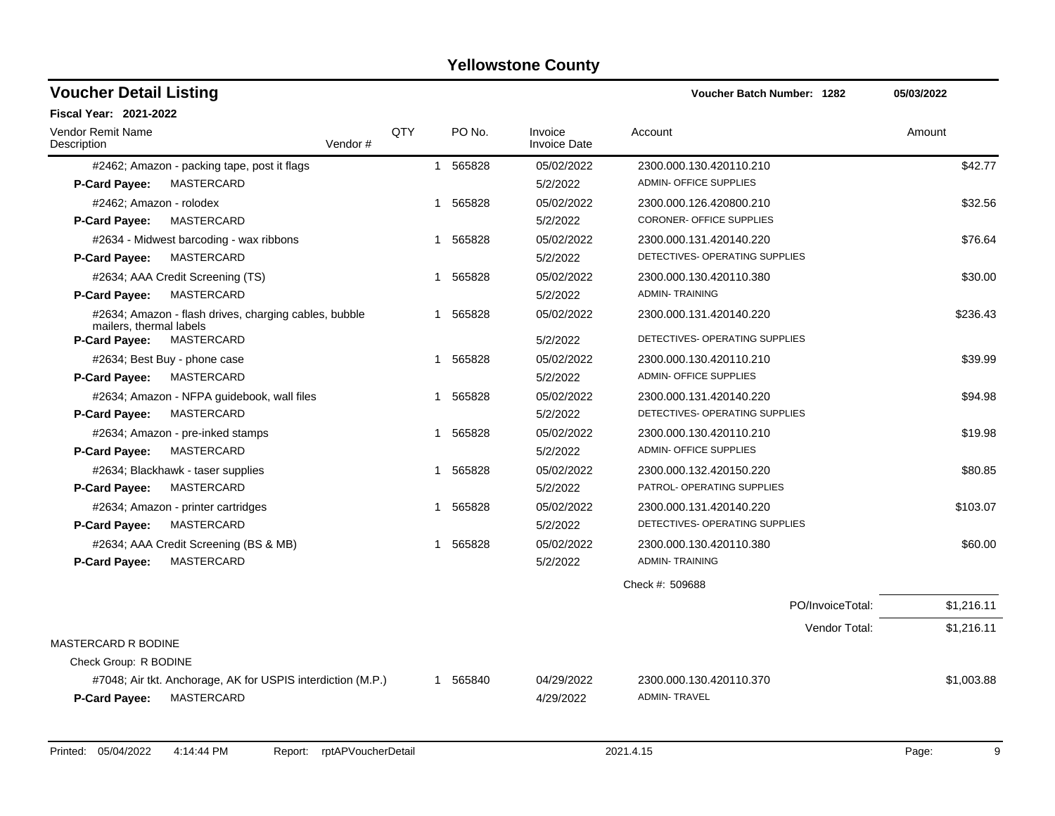# Yellowstone County

## Voucher Detail Listing

**Voucher Batch Number: 1282** 05/03/2022

**Fiscal Year: 2021-2022**

| Vendor Remit Name / Description | Vendor # | QTY | PO No. | Invoice / Invoice Date | Account | Amount |
|---|---|---|---|---|---|---|
| #2462; Amazon - packing tape, post it flags | | 1 | 565828 | 05/02/2022 | 2300.000.130.420110.210 | $42.77 |
| **P-Card Payee:** MASTERCARD | | | | 5/2/2022 | ADMIN- OFFICE SUPPLIES | |
| #2462; Amazon - rolodex | | 1 | 565828 | 05/02/2022 | 2300.000.126.420800.210 | $32.56 |
| **P-Card Payee:** MASTERCARD | | | | 5/2/2022 | CORONER- OFFICE SUPPLIES | |
| #2634 - Midwest barcoding - wax ribbons | | 1 | 565828 | 05/02/2022 | 2300.000.131.420140.220 | $76.64 |
| **P-Card Payee:** MASTERCARD | | | | 5/2/2022 | DETECTIVES- OPERATING SUPPLIES | |
| #2634; AAA Credit Screening (TS) | | 1 | 565828 | 05/02/2022 | 2300.000.130.420110.380 | $30.00 |
| **P-Card Payee:** MASTERCARD | | | | 5/2/2022 | ADMIN- TRAINING | |
| #2634; Amazon - flash drives, charging cables, bubble mailers, thermal labels | | 1 | 565828 | 05/02/2022 | 2300.000.131.420140.220 | $236.43 |
| **P-Card Payee:** MASTERCARD | | | | 5/2/2022 | DETECTIVES- OPERATING SUPPLIES | |
| #2634; Best Buy - phone case | | 1 | 565828 | 05/02/2022 | 2300.000.130.420110.210 | $39.99 |
| **P-Card Payee:** MASTERCARD | | | | 5/2/2022 | ADMIN- OFFICE SUPPLIES | |
| #2634; Amazon - NFPA guidebook, wall files | | 1 | 565828 | 05/02/2022 | 2300.000.131.420140.220 | $94.98 |
| **P-Card Payee:** MASTERCARD | | | | 5/2/2022 | DETECTIVES- OPERATING SUPPLIES | |
| #2634; Amazon - pre-inked stamps | | 1 | 565828 | 05/02/2022 | 2300.000.130.420110.210 | $19.98 |
| **P-Card Payee:** MASTERCARD | | | | 5/2/2022 | ADMIN- OFFICE SUPPLIES | |
| #2634; Blackhawk - taser supplies | | 1 | 565828 | 05/02/2022 | 2300.000.132.420150.220 | $80.85 |
| **P-Card Payee:** MASTERCARD | | | | 5/2/2022 | PATROL- OPERATING SUPPLIES | |
| #2634; Amazon - printer cartridges | | 1 | 565828 | 05/02/2022 | 2300.000.131.420140.220 | $103.07 |
| **P-Card Payee:** MASTERCARD | | | | 5/2/2022 | DETECTIVES- OPERATING SUPPLIES | |
| #2634; AAA Credit Screening (BS & MB) | | 1 | 565828 | 05/02/2022 | 2300.000.130.420110.380 | $60.00 |
| **P-Card Payee:** MASTERCARD | | | | 5/2/2022 | ADMIN- TRAINING | |
| | | | | | Check #: 509688 | |
| | | | | | PO/InvoiceTotal: | $1,216.11 |
| | | | | | Vendor Total: | $1,216.11 |
| MASTERCARD R BODINE | | | | | | |
| Check Group: R BODINE | | | | | | |
| #7048; Air tkt. Anchorage, AK for USPIS interdiction (M.P.) | | 1 | 565840 | 04/29/2022 | 2300.000.130.420110.370 | $1,003.88 |
| **P-Card Payee:** MASTERCARD | | | | 4/29/2022 | ADMIN- TRAVEL | |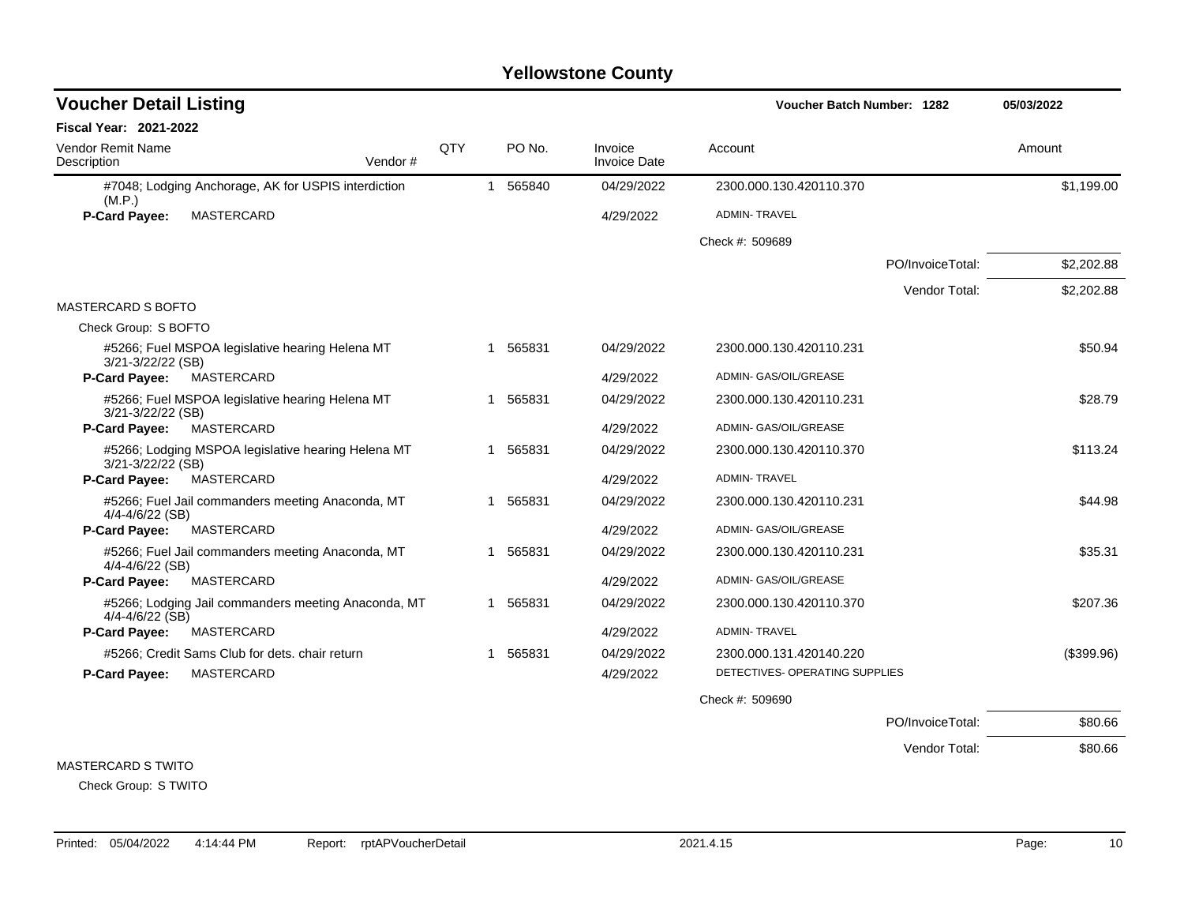# Yellowstone County

## Voucher Detail Listing

**Voucher Batch Number: 1282** 05/03/2022

**Fiscal Year: 2021-2022**

| Vendor Remit Name / Description | Vendor # | QTY | PO No. | Invoice / Invoice Date | Account | Amount |
|---|---|---|---|---|---|---|
| #7048; Lodging Anchorage, AK for USPIS interdiction (M.P.) | | 1 | 565840 | 04/29/2022 | 2300.000.130.420110.370 | $1,199.00 |
| **P-Card Payee:** MASTERCARD | | | | 4/29/2022 | ADMIN- TRAVEL | |
| | | | | | Check #: 509689 | |
| | | | | | PO/InvoiceTotal: | $2,202.88 |
| | | | | | Vendor Total: | $2,202.88 |
| MASTERCARD S BOFTO | | | | | | |
| Check Group: S BOFTO | | | | | | |
| #5266; Fuel MSPOA legislative hearing Helena MT 3/21-3/22/22 (SB) | | 1 | 565831 | 04/29/2022 | 2300.000.130.420110.231 | $50.94 |
| **P-Card Payee:** MASTERCARD | | | | 4/29/2022 | ADMIN- GAS/OIL/GREASE | |
| #5266; Fuel MSPOA legislative hearing Helena MT 3/21-3/22/22 (SB) | | 1 | 565831 | 04/29/2022 | 2300.000.130.420110.231 | $28.79 |
| **P-Card Payee:** MASTERCARD | | | | 4/29/2022 | ADMIN- GAS/OIL/GREASE | |
| #5266; Lodging MSPOA legislative hearing Helena MT 3/21-3/22/22 (SB) | | 1 | 565831 | 04/29/2022 | 2300.000.130.420110.370 | $113.24 |
| **P-Card Payee:** MASTERCARD | | | | 4/29/2022 | ADMIN- TRAVEL | |
| #5266; Fuel Jail commanders meeting Anaconda, MT 4/4-4/6/22 (SB) | | 1 | 565831 | 04/29/2022 | 2300.000.130.420110.231 | $44.98 |
| **P-Card Payee:** MASTERCARD | | | | 4/29/2022 | ADMIN- GAS/OIL/GREASE | |
| #5266; Fuel Jail commanders meeting Anaconda, MT 4/4-4/6/22 (SB) | | 1 | 565831 | 04/29/2022 | 2300.000.130.420110.231 | $35.31 |
| **P-Card Payee:** MASTERCARD | | | | 4/29/2022 | ADMIN- GAS/OIL/GREASE | |
| #5266; Lodging Jail commanders meeting Anaconda, MT 4/4-4/6/22 (SB) | | 1 | 565831 | 04/29/2022 | 2300.000.130.420110.370 | $207.36 |
| **P-Card Payee:** MASTERCARD | | | | 4/29/2022 | ADMIN- TRAVEL | |
| #5266; Credit Sams Club for dets. chair return | | 1 | 565831 | 04/29/2022 | 2300.000.131.420140.220 | ($399.96) |
| **P-Card Payee:** MASTERCARD | | | | 4/29/2022 | DETECTIVES- OPERATING SUPPLIES | |
| | | | | | Check #: 509690 | |
| | | | | | PO/InvoiceTotal: | $80.66 |
| | | | | | Vendor Total: | $80.66 |
| MASTERCARD S TWITO | | | | | | |
| Check Group: S TWITO | | | | | | |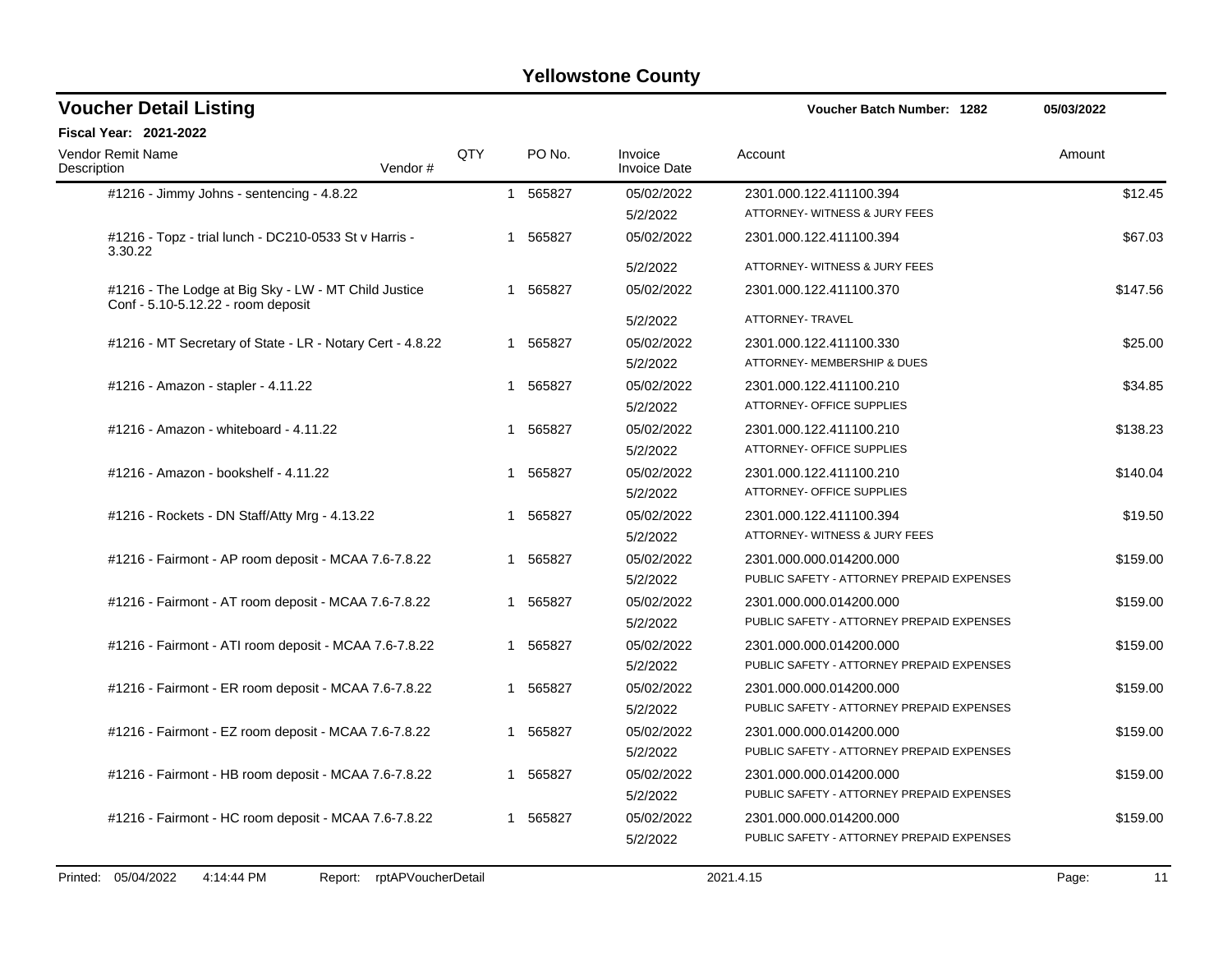# Yellowstone County

## Voucher Detail Listing

**Voucher Batch Number: 1282** 05/03/2022

**Fiscal Year: 2021-2022**

| Vendor Remit Name Description | Vendor # | QTY | PO No. | Invoice Invoice Date | Account | Amount |
|---|---|---|---|---|---|---|
| #1216 - Jimmy Johns - sentencing - 4.8.22 | | 1 | 565827 | 05/02/2022 5/2/2022 | 2301.000.122.411100.394 ATTORNEY- WITNESS & JURY FEES | $12.45 |
| #1216 - Topz - trial lunch - DC210-0533 St v Harris - 3.30.22 | | 1 | 565827 | 05/02/2022 5/2/2022 | 2301.000.122.411100.394 ATTORNEY- WITNESS & JURY FEES | $67.03 |
| #1216 - The Lodge at Big Sky - LW - MT Child Justice Conf - 5.10-5.12.22 - room deposit | | 1 | 565827 | 05/02/2022 5/2/2022 | 2301.000.122.411100.370 ATTORNEY- TRAVEL | $147.56 |
| #1216 - MT Secretary of State - LR - Notary Cert - 4.8.22 | | 1 | 565827 | 05/02/2022 5/2/2022 | 2301.000.122.411100.330 ATTORNEY- MEMBERSHIP & DUES | $25.00 |
| #1216 - Amazon - stapler - 4.11.22 | | 1 | 565827 | 05/02/2022 5/2/2022 | 2301.000.122.411100.210 ATTORNEY- OFFICE SUPPLIES | $34.85 |
| #1216 - Amazon - whiteboard - 4.11.22 | | 1 | 565827 | 05/02/2022 5/2/2022 | 2301.000.122.411100.210 ATTORNEY- OFFICE SUPPLIES | $138.23 |
| #1216 - Amazon - bookshelf - 4.11.22 | | 1 | 565827 | 05/02/2022 5/2/2022 | 2301.000.122.411100.210 ATTORNEY- OFFICE SUPPLIES | $140.04 |
| #1216 - Rockets - DN Staff/Atty Mrg - 4.13.22 | | 1 | 565827 | 05/02/2022 5/2/2022 | 2301.000.122.411100.394 ATTORNEY- WITNESS & JURY FEES | $19.50 |
| #1216 - Fairmont - AP room deposit - MCAA 7.6-7.8.22 | | 1 | 565827 | 05/02/2022 5/2/2022 | 2301.000.000.014200.000 PUBLIC SAFETY - ATTORNEY PREPAID EXPENSES | $159.00 |
| #1216 - Fairmont - AT room deposit - MCAA 7.6-7.8.22 | | 1 | 565827 | 05/02/2022 5/2/2022 | 2301.000.000.014200.000 PUBLIC SAFETY - ATTORNEY PREPAID EXPENSES | $159.00 |
| #1216 - Fairmont - ATI room deposit - MCAA 7.6-7.8.22 | | 1 | 565827 | 05/02/2022 5/2/2022 | 2301.000.000.014200.000 PUBLIC SAFETY - ATTORNEY PREPAID EXPENSES | $159.00 |
| #1216 - Fairmont - ER room deposit - MCAA 7.6-7.8.22 | | 1 | 565827 | 05/02/2022 5/2/2022 | 2301.000.000.014200.000 PUBLIC SAFETY - ATTORNEY PREPAID EXPENSES | $159.00 |
| #1216 - Fairmont - EZ room deposit - MCAA 7.6-7.8.22 | | 1 | 565827 | 05/02/2022 5/2/2022 | 2301.000.000.014200.000 PUBLIC SAFETY - ATTORNEY PREPAID EXPENSES | $159.00 |
| #1216 - Fairmont - HB room deposit - MCAA 7.6-7.8.22 | | 1 | 565827 | 05/02/2022 5/2/2022 | 2301.000.000.014200.000 PUBLIC SAFETY - ATTORNEY PREPAID EXPENSES | $159.00 |
| #1216 - Fairmont - HC room deposit - MCAA 7.6-7.8.22 | | 1 | 565827 | 05/02/2022 5/2/2022 | 2301.000.000.014200.000 PUBLIC SAFETY - ATTORNEY PREPAID EXPENSES | $159.00 |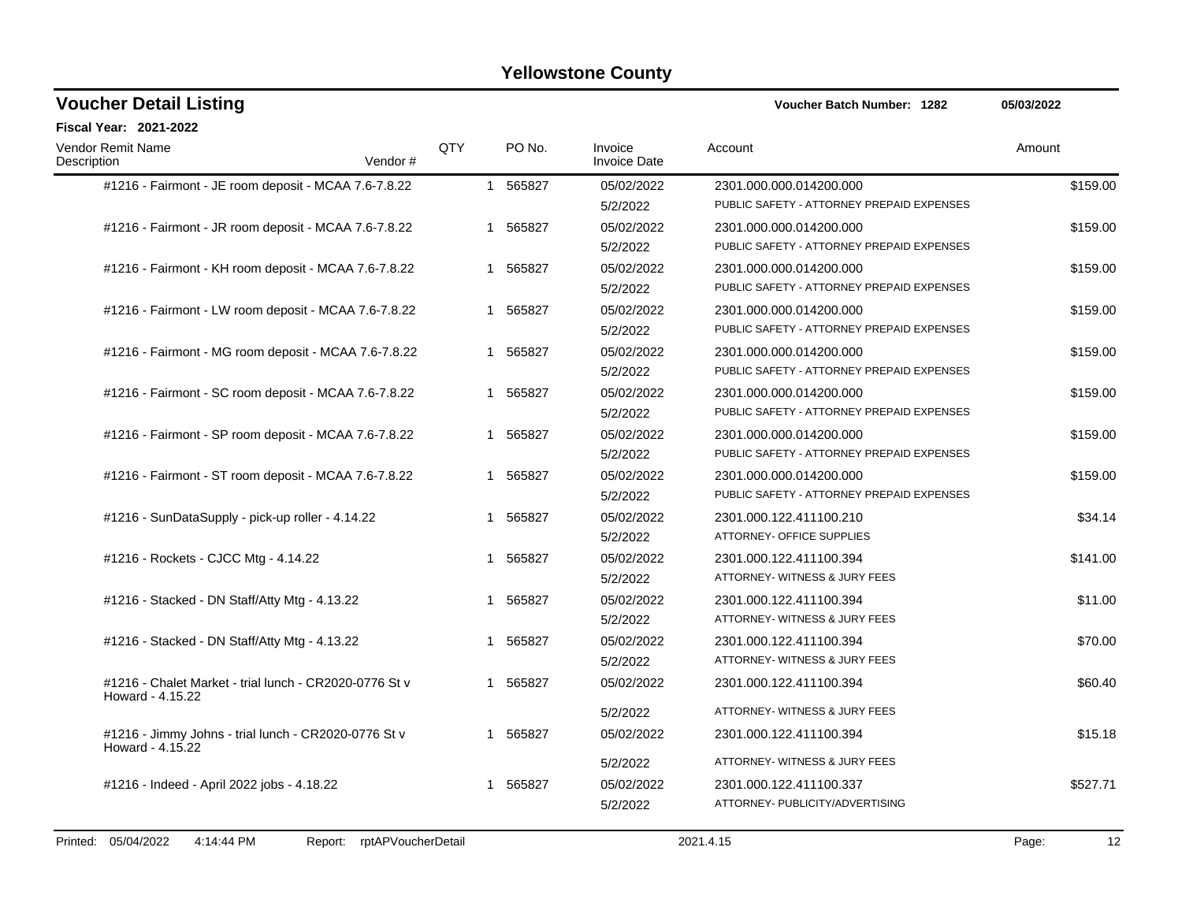# Yellowstone County

## Voucher Detail Listing

**Voucher Batch Number: 1282** 05/03/2022

**Fiscal Year: 2021-2022**

| Vendor Remit Name / Description | Vendor # | QTY | PO No. | Invoice / Invoice Date | Account | Amount |
|---|---|---|---|---|---|---|
| #1216 - Fairmont - JE room deposit - MCAA 7.6-7.8.22 | | 1 | 565827 | 05/02/2022 / 5/2/2022 | 2301.000.000.014200.000 PUBLIC SAFETY - ATTORNEY PREPAID EXPENSES | $159.00 |
| #1216 - Fairmont - JR room deposit - MCAA 7.6-7.8.22 | | 1 | 565827 | 05/02/2022 / 5/2/2022 | 2301.000.000.014200.000 PUBLIC SAFETY - ATTORNEY PREPAID EXPENSES | $159.00 |
| #1216 - Fairmont - KH room deposit - MCAA 7.6-7.8.22 | | 1 | 565827 | 05/02/2022 / 5/2/2022 | 2301.000.000.014200.000 PUBLIC SAFETY - ATTORNEY PREPAID EXPENSES | $159.00 |
| #1216 - Fairmont - LW room deposit - MCAA 7.6-7.8.22 | | 1 | 565827 | 05/02/2022 / 5/2/2022 | 2301.000.000.014200.000 PUBLIC SAFETY - ATTORNEY PREPAID EXPENSES | $159.00 |
| #1216 - Fairmont - MG room deposit - MCAA 7.6-7.8.22 | | 1 | 565827 | 05/02/2022 / 5/2/2022 | 2301.000.000.014200.000 PUBLIC SAFETY - ATTORNEY PREPAID EXPENSES | $159.00 |
| #1216 - Fairmont - SC room deposit - MCAA 7.6-7.8.22 | | 1 | 565827 | 05/02/2022 / 5/2/2022 | 2301.000.000.014200.000 PUBLIC SAFETY - ATTORNEY PREPAID EXPENSES | $159.00 |
| #1216 - Fairmont - SP room deposit - MCAA 7.6-7.8.22 | | 1 | 565827 | 05/02/2022 / 5/2/2022 | 2301.000.000.014200.000 PUBLIC SAFETY - ATTORNEY PREPAID EXPENSES | $159.00 |
| #1216 - Fairmont - ST room deposit - MCAA 7.6-7.8.22 | | 1 | 565827 | 05/02/2022 / 5/2/2022 | 2301.000.000.014200.000 PUBLIC SAFETY - ATTORNEY PREPAID EXPENSES | $159.00 |
| #1216 - SunDataSupply - pick-up roller - 4.14.22 | | 1 | 565827 | 05/02/2022 / 5/2/2022 | 2301.000.122.411100.210 ATTORNEY- OFFICE SUPPLIES | $34.14 |
| #1216 - Rockets - CJCC Mtg - 4.14.22 | | 1 | 565827 | 05/02/2022 / 5/2/2022 | 2301.000.122.411100.394 ATTORNEY- WITNESS & JURY FEES | $141.00 |
| #1216 - Stacked - DN Staff/Atty Mtg - 4.13.22 | | 1 | 565827 | 05/02/2022 / 5/2/2022 | 2301.000.122.411100.394 ATTORNEY- WITNESS & JURY FEES | $11.00 |
| #1216 - Stacked - DN Staff/Atty Mtg - 4.13.22 | | 1 | 565827 | 05/02/2022 / 5/2/2022 | 2301.000.122.411100.394 ATTORNEY- WITNESS & JURY FEES | $70.00 |
| #1216 - Chalet Market - trial lunch - CR2020-0776 St v Howard - 4.15.22 | | 1 | 565827 | 05/02/2022 / 5/2/2022 | 2301.000.122.411100.394 ATTORNEY- WITNESS & JURY FEES | $60.40 |
| #1216 - Jimmy Johns - trial lunch - CR2020-0776 St v Howard - 4.15.22 | | 1 | 565827 | 05/02/2022 / 5/2/2022 | 2301.000.122.411100.394 ATTORNEY- WITNESS & JURY FEES | $15.18 |
| #1216 - Indeed - April 2022 jobs - 4.18.22 | | 1 | 565827 | 05/02/2022 / 5/2/2022 | 2301.000.122.411100.337 ATTORNEY- PUBLICITY/ADVERTISING | $527.71 |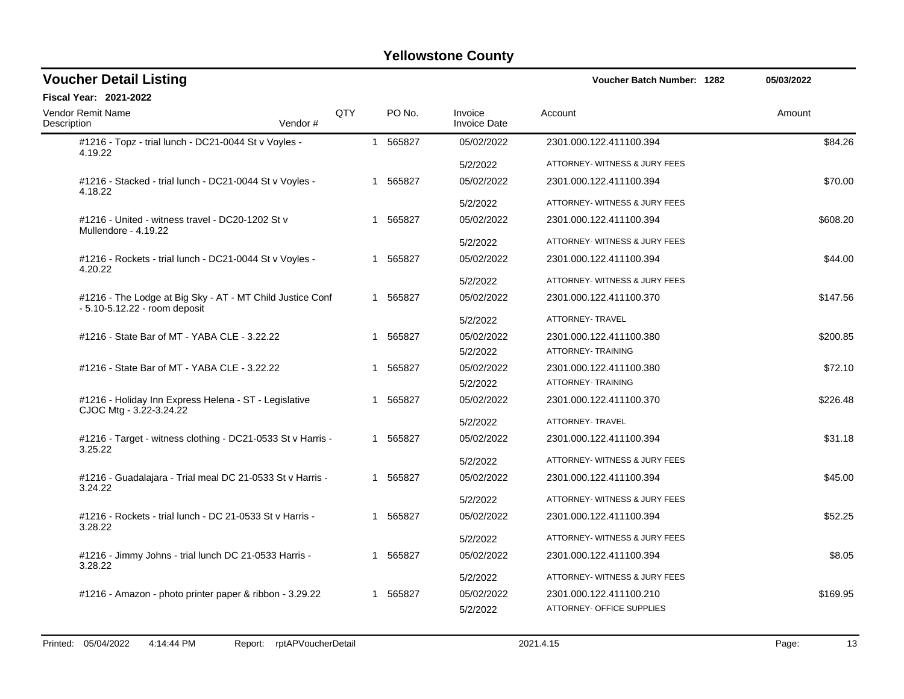# Yellowstone County

## Voucher Detail Listing

**Voucher Batch Number: 1282** 05/03/2022

**Fiscal Year: 2021-2022**

| Vendor Remit Name / Description | Vendor # | QTY | PO No. | Invoice / Invoice Date | Account | Amount |
|---|---|---|---|---|---|---|
| #1216 - Topz - trial lunch - DC21-0044 St v Voyles - 4.19.22 | | 1 | 565827 | 05/02/2022<br>5/2/2022 | 2301.000.122.411100.394<br>ATTORNEY- WITNESS & JURY FEES | $84.26 |
| #1216 - Stacked - trial lunch - DC21-0044 St v Voyles - 4.18.22 | | 1 | 565827 | 05/02/2022<br>5/2/2022 | 2301.000.122.411100.394<br>ATTORNEY- WITNESS & JURY FEES | $70.00 |
| #1216 - United - witness travel - DC20-1202 St v Mullendore - 4.19.22 | | 1 | 565827 | 05/02/2022<br>5/2/2022 | 2301.000.122.411100.394<br>ATTORNEY- WITNESS & JURY FEES | $608.20 |
| #1216 - Rockets - trial lunch - DC21-0044 St v Voyles - 4.20.22 | | 1 | 565827 | 05/02/2022<br>5/2/2022 | 2301.000.122.411100.394<br>ATTORNEY- WITNESS & JURY FEES | $44.00 |
| #1216 - The Lodge at Big Sky - AT - MT Child Justice Conf - 5.10-5.12.22 - room deposit | | 1 | 565827 | 05/02/2022<br>5/2/2022 | 2301.000.122.411100.370<br>ATTORNEY- TRAVEL | $147.56 |
| #1216 - State Bar of MT - YABA CLE - 3.22.22 | | 1 | 565827 | 05/02/2022<br>5/2/2022 | 2301.000.122.411100.380<br>ATTORNEY- TRAINING | $200.85 |
| #1216 - State Bar of MT - YABA CLE - 3.22.22 | | 1 | 565827 | 05/02/2022<br>5/2/2022 | 2301.000.122.411100.380<br>ATTORNEY- TRAINING | $72.10 |
| #1216 - Holiday Inn Express Helena - ST - Legislative CJOC Mtg - 3.22-3.24.22 | | 1 | 565827 | 05/02/2022<br>5/2/2022 | 2301.000.122.411100.370<br>ATTORNEY- TRAVEL | $226.48 |
| #1216 - Target - witness clothing - DC21-0533 St v Harris - 3.25.22 | | 1 | 565827 | 05/02/2022<br>5/2/2022 | 2301.000.122.411100.394<br>ATTORNEY- WITNESS & JURY FEES | $31.18 |
| #1216 - Guadalajara - Trial meal DC 21-0533 St v Harris - 3.24.22 | | 1 | 565827 | 05/02/2022<br>5/2/2022 | 2301.000.122.411100.394<br>ATTORNEY- WITNESS & JURY FEES | $45.00 |
| #1216 - Rockets - trial lunch - DC 21-0533 St v Harris - 3.28.22 | | 1 | 565827 | 05/02/2022<br>5/2/2022 | 2301.000.122.411100.394<br>ATTORNEY- WITNESS & JURY FEES | $52.25 |
| #1216 - Jimmy Johns - trial lunch DC 21-0533 Harris - 3.28.22 | | 1 | 565827 | 05/02/2022<br>5/2/2022 | 2301.000.122.411100.394<br>ATTORNEY- WITNESS & JURY FEES | $8.05 |
| #1216 - Amazon - photo printer paper & ribbon - 3.29.22 | | 1 | 565827 | 05/02/2022<br>5/2/2022 | 2301.000.122.411100.210<br>ATTORNEY- OFFICE SUPPLIES | $169.95 |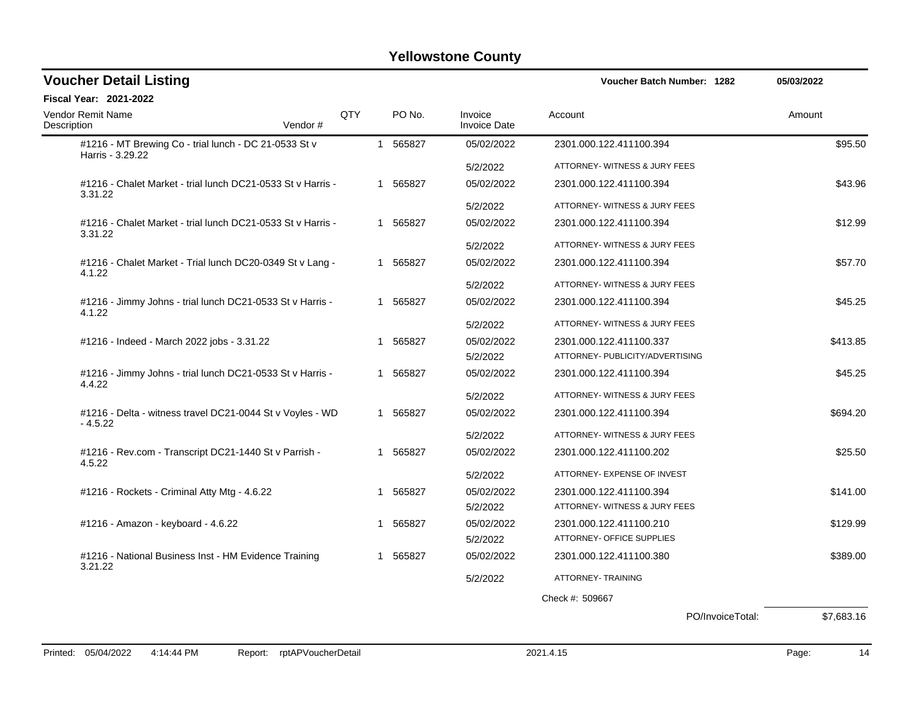# Yellowstone County

## Voucher Detail Listing

Voucher Batch Number: 1282 — 05/03/2022

**Fiscal Year: 2021-2022**

| Vendor Remit Name / Description | Vendor # | QTY | PO No. | Invoice / Invoice Date | Account | Amount |
|---|---|---|---|---|---|---|
| #1216 - MT Brewing Co - trial lunch - DC 21-0533 St v Harris - 3.29.22 | | 1 | 565827 | 05/02/2022<br>5/2/2022 | 2301.000.122.411100.394<br>ATTORNEY- WITNESS & JURY FEES | $95.50 |
| #1216 - Chalet Market - trial lunch DC21-0533 St v Harris - 3.31.22 | | 1 | 565827 | 05/02/2022<br>5/2/2022 | 2301.000.122.411100.394<br>ATTORNEY- WITNESS & JURY FEES | $43.96 |
| #1216 - Chalet Market - trial lunch DC21-0533 St v Harris - 3.31.22 | | 1 | 565827 | 05/02/2022<br>5/2/2022 | 2301.000.122.411100.394<br>ATTORNEY- WITNESS & JURY FEES | $12.99 |
| #1216 - Chalet Market - Trial lunch DC20-0349 St v Lang - 4.1.22 | | 1 | 565827 | 05/02/2022<br>5/2/2022 | 2301.000.122.411100.394<br>ATTORNEY- WITNESS & JURY FEES | $57.70 |
| #1216 - Jimmy Johns - trial lunch DC21-0533 St v Harris - 4.1.22 | | 1 | 565827 | 05/02/2022<br>5/2/2022 | 2301.000.122.411100.394<br>ATTORNEY- WITNESS & JURY FEES | $45.25 |
| #1216 - Indeed - March 2022 jobs - 3.31.22 | | 1 | 565827 | 05/02/2022<br>5/2/2022 | 2301.000.122.411100.337<br>ATTORNEY- PUBLICITY/ADVERTISING | $413.85 |
| #1216 - Jimmy Johns - trial lunch DC21-0533 St v Harris - 4.4.22 | | 1 | 565827 | 05/02/2022<br>5/2/2022 | 2301.000.122.411100.394<br>ATTORNEY- WITNESS & JURY FEES | $45.25 |
| #1216 - Delta - witness travel DC21-0044 St v Voyles - WD - 4.5.22 | | 1 | 565827 | 05/02/2022<br>5/2/2022 | 2301.000.122.411100.394<br>ATTORNEY- WITNESS & JURY FEES | $694.20 |
| #1216 - Rev.com - Transcript DC21-1440 St v Parrish - 4.5.22 | | 1 | 565827 | 05/02/2022<br>5/2/2022 | 2301.000.122.411100.202<br>ATTORNEY- EXPENSE OF INVEST | $25.50 |
| #1216 - Rockets - Criminal Atty Mtg - 4.6.22 | | 1 | 565827 | 05/02/2022<br>5/2/2022 | 2301.000.122.411100.394<br>ATTORNEY- WITNESS & JURY FEES | $141.00 |
| #1216 - Amazon - keyboard - 4.6.22 | | 1 | 565827 | 05/02/2022<br>5/2/2022 | 2301.000.122.411100.210<br>ATTORNEY- OFFICE SUPPLIES | $129.99 |
| #1216 - National Business Inst - HM Evidence Training 3.21.22 | | 1 | 565827 | 05/02/2022<br>5/2/2022 | 2301.000.122.411100.380<br>ATTORNEY- TRAINING | $389.00 |

Check #: 509667

PO/InvoiceTotal: $7,683.16

Printed: 05/04/2022 4:14:44 PM Report: rptAPVoucherDetail 2021.4.15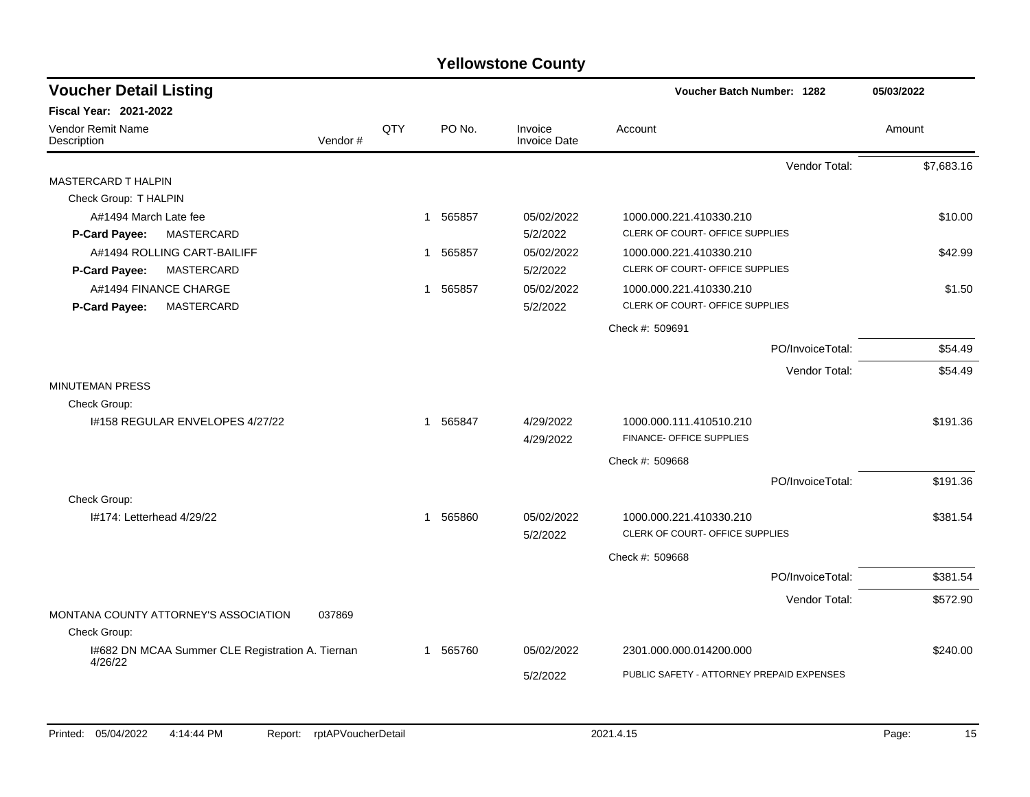# Yellowstone County

## Voucher Detail Listing

**Voucher Batch Number: 1282** — 05/03/2022

**Fiscal Year: 2021-2022**

| Vendor Remit Name / Description | Vendor # | QTY | PO No. | Invoice / Invoice Date | Account | Amount |
|---|---|---|---|---|---|---|
| | | | | | Vendor Total: | $7,683.16 |
| MASTERCARD T HALPIN | | | | | | |
| Check Group: T HALPIN | | | | | | |
| A#1494 March Late fee | | 1 | 565857 | 05/02/2022 | 1000.000.221.410330.210 | $10.00 |
| **P-Card Payee:** MASTERCARD | | | | 5/2/2022 | CLERK OF COURT- OFFICE SUPPLIES | |
| A#1494 ROLLING CART-BAILIFF | | 1 | 565857 | 05/02/2022 | 1000.000.221.410330.210 | $42.99 |
| **P-Card Payee:** MASTERCARD | | | | 5/2/2022 | CLERK OF COURT- OFFICE SUPPLIES | |
| A#1494 FINANCE CHARGE | | 1 | 565857 | 05/02/2022 | 1000.000.221.410330.210 | $1.50 |
| **P-Card Payee:** MASTERCARD | | | | 5/2/2022 | CLERK OF COURT- OFFICE SUPPLIES | |
| | | | | | Check #: 509691 | |
| | | | | | PO/InvoiceTotal: | $54.49 |
| | | | | | Vendor Total: | $54.49 |
| MINUTEMAN PRESS | | | | | | |
| Check Group: | | | | | | |
| I#158 REGULAR ENVELOPES 4/27/22 | | 1 | 565847 | 4/29/2022 | 1000.000.111.410510.210 | $191.36 |
| | | | | 4/29/2022 | FINANCE- OFFICE SUPPLIES | |
| | | | | | Check #: 509668 | |
| | | | | | PO/InvoiceTotal: | $191.36 |
| Check Group: | | | | | | |
| I#174: Letterhead 4/29/22 | | 1 | 565860 | 05/02/2022 | 1000.000.221.410330.210 | $381.54 |
| | | | | 5/2/2022 | CLERK OF COURT- OFFICE SUPPLIES | |
| | | | | | Check #: 509668 | |
| | | | | | PO/InvoiceTotal: | $381.54 |
| | | | | | Vendor Total: | $572.90 |
| MONTANA COUNTY ATTORNEY'S ASSOCIATION | 037869 | | | | | |
| Check Group: | | | | | | |
| I#682 DN MCAA Summer CLE Registration A. Tiernan 4/26/22 | | 1 | 565760 | 05/02/2022 | 2301.000.000.014200.000 | $240.00 |
| | | | | 5/2/2022 | PUBLIC SAFETY - ATTORNEY PREPAID EXPENSES | |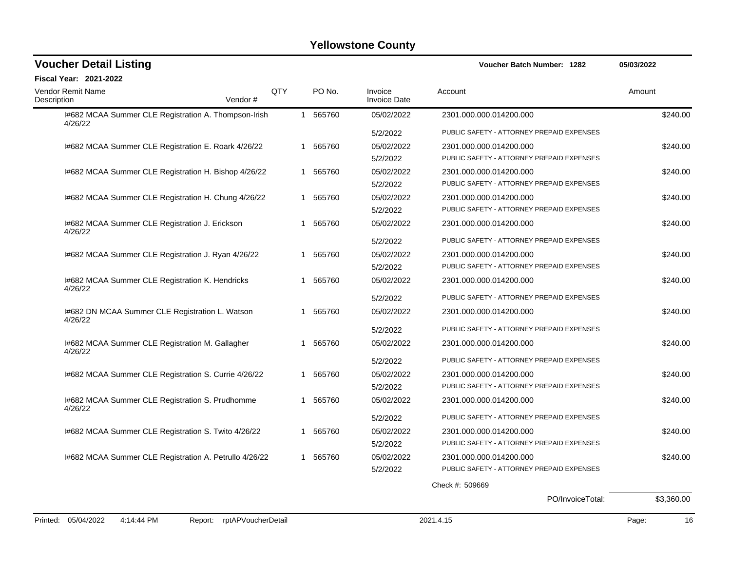# Yellowstone County

## Voucher Detail Listing

**Voucher Batch Number: 1282** — 05/03/2022

**Fiscal Year: 2021-2022**

| Vendor Remit Name / Description | Vendor # | QTY | PO No. | Invoice / Invoice Date | Account | Amount |
|---|---|---|---|---|---|---|
| I#682 MCAA Summer CLE Registration A. Thompson-Irish 4/26/22 | | 1 | 565760 | 05/02/2022<br>5/2/2022 | 2301.000.000.014200.000<br>PUBLIC SAFETY - ATTORNEY PREPAID EXPENSES | $240.00 |
| I#682 MCAA Summer CLE Registration E. Roark 4/26/22 | | 1 | 565760 | 05/02/2022<br>5/2/2022 | 2301.000.000.014200.000<br>PUBLIC SAFETY - ATTORNEY PREPAID EXPENSES | $240.00 |
| I#682 MCAA Summer CLE Registration H. Bishop 4/26/22 | | 1 | 565760 | 05/02/2022<br>5/2/2022 | 2301.000.000.014200.000<br>PUBLIC SAFETY - ATTORNEY PREPAID EXPENSES | $240.00 |
| I#682 MCAA Summer CLE Registration H. Chung 4/26/22 | | 1 | 565760 | 05/02/2022<br>5/2/2022 | 2301.000.000.014200.000<br>PUBLIC SAFETY - ATTORNEY PREPAID EXPENSES | $240.00 |
| I#682 MCAA Summer CLE Registration J. Erickson 4/26/22 | | 1 | 565760 | 05/02/2022<br>5/2/2022 | 2301.000.000.014200.000<br>PUBLIC SAFETY - ATTORNEY PREPAID EXPENSES | $240.00 |
| I#682 MCAA Summer CLE Registration J. Ryan 4/26/22 | | 1 | 565760 | 05/02/2022<br>5/2/2022 | 2301.000.000.014200.000<br>PUBLIC SAFETY - ATTORNEY PREPAID EXPENSES | $240.00 |
| I#682 MCAA Summer CLE Registration K. Hendricks 4/26/22 | | 1 | 565760 | 05/02/2022<br>5/2/2022 | 2301.000.000.014200.000<br>PUBLIC SAFETY - ATTORNEY PREPAID EXPENSES | $240.00 |
| I#682 DN MCAA Summer CLE Registration L. Watson 4/26/22 | | 1 | 565760 | 05/02/2022<br>5/2/2022 | 2301.000.000.014200.000<br>PUBLIC SAFETY - ATTORNEY PREPAID EXPENSES | $240.00 |
| I#682 MCAA Summer CLE Registration M. Gallagher 4/26/22 | | 1 | 565760 | 05/02/2022<br>5/2/2022 | 2301.000.000.014200.000<br>PUBLIC SAFETY - ATTORNEY PREPAID EXPENSES | $240.00 |
| I#682 MCAA Summer CLE Registration S. Currie 4/26/22 | | 1 | 565760 | 05/02/2022<br>5/2/2022 | 2301.000.000.014200.000<br>PUBLIC SAFETY - ATTORNEY PREPAID EXPENSES | $240.00 |
| I#682 MCAA Summer CLE Registration S. Prudhomme 4/26/22 | | 1 | 565760 | 05/02/2022<br>5/2/2022 | 2301.000.000.014200.000<br>PUBLIC SAFETY - ATTORNEY PREPAID EXPENSES | $240.00 |
| I#682 MCAA Summer CLE Registration S. Twito 4/26/22 | | 1 | 565760 | 05/02/2022<br>5/2/2022 | 2301.000.000.014200.000<br>PUBLIC SAFETY - ATTORNEY PREPAID EXPENSES | $240.00 |
| I#682 MCAA Summer CLE Registration A. Petrullo 4/26/22 | | 1 | 565760 | 05/02/2022<br>5/2/2022 | 2301.000.000.014200.000<br>PUBLIC SAFETY - ATTORNEY PREPAID EXPENSES | $240.00 |

Check #: 509669

PO/InvoiceTotal: $3,360.00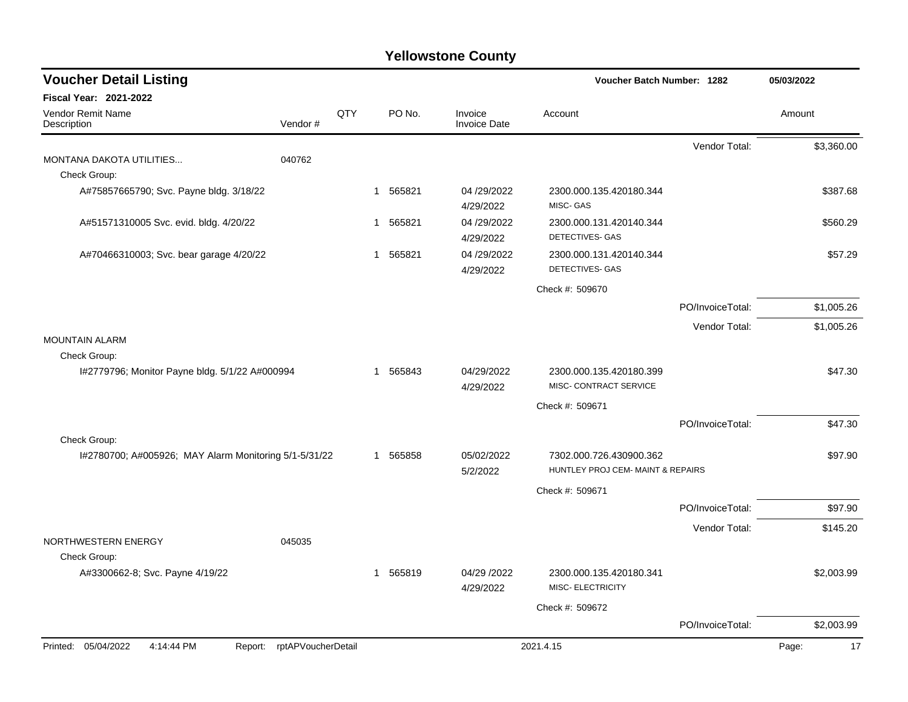# Yellowstone County

## Voucher Detail Listing

Voucher Batch Number: 1282 — 05/03/2022

**Fiscal Year: 2021-2022**

| Vendor Remit Name / Description | Vendor # | QTY | PO No. | Invoice / Invoice Date | Account | Amount |
|---|---|---|---|---|---|---|
| | | | | | Vendor Total: | $3,360.00 |
| MONTANA DAKOTA UTILITIES... | 040762 | | | | | |
| Check Group: | | | | | | |
| A#75857665790; Svc. Payne bldg. 3/18/22 | | 1 | 565821 | 04 /29/2022 4/29/2022 | 2300.000.135.420180.344 MISC- GAS | $387.68 |
| A#51571310005 Svc. evid. bldg. 4/20/22 | | 1 | 565821 | 04 /29/2022 4/29/2022 | 2300.000.131.420140.344 DETECTIVES- GAS | $560.29 |
| A#70466310003; Svc. bear garage 4/20/22 | | 1 | 565821 | 04 /29/2022 4/29/2022 | 2300.000.131.420140.344 DETECTIVES- GAS | $57.29 |
| | | | | | Check #: 509670 | |
| | | | | | PO/InvoiceTotal: | $1,005.26 |
| | | | | | Vendor Total: | $1,005.26 |
| MOUNTAIN ALARM | | | | | | |
| Check Group: | | | | | | |
| I#2779796; Monitor Payne bldg. 5/1/22 A#000994 | | 1 | 565843 | 04/29/2022 4/29/2022 | 2300.000.135.420180.399 MISC- CONTRACT SERVICE | $47.30 |
| | | | | | Check #: 509671 | |
| | | | | | PO/InvoiceTotal: | $47.30 |
| Check Group: | | | | | | |
| I#2780700; A#005926; MAY Alarm Monitoring 5/1-5/31/22 | | 1 | 565858 | 05/02/2022 5/2/2022 | 7302.000.726.430900.362 HUNTLEY PROJ CEM- MAINT & REPAIRS | $97.90 |
| | | | | | Check #: 509671 | |
| | | | | | PO/InvoiceTotal: | $97.90 |
| | | | | | Vendor Total: | $145.20 |
| NORTHWESTERN ENERGY | 045035 | | | | | |
| Check Group: | | | | | | |
| A#3300662-8; Svc. Payne 4/19/22 | | 1 | 565819 | 04/29 /2022 4/29/2022 | 2300.000.135.420180.341 MISC- ELECTRICITY | $2,003.99 |
| | | | | | Check #: 509672 | |
| | | | | | PO/InvoiceTotal: | $2,003.99 |

Printed: 05/04/2022 4:14:44 PM Report: rptAPVoucherDetail 2021.4.15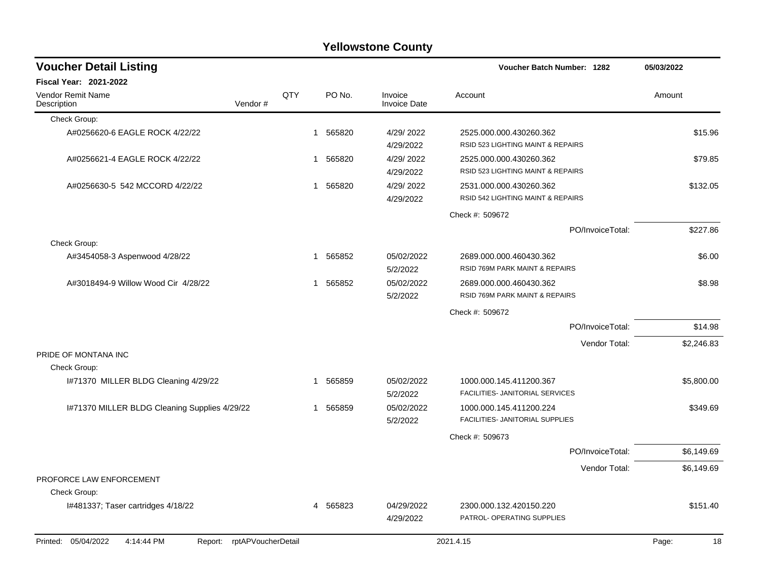# Yellowstone County

## Voucher Detail Listing

**Voucher Batch Number: 1282** — 05/03/2022

**Fiscal Year: 2021-2022**

| Vendor Remit Name / Description | Vendor # | QTY | PO No. | Invoice / Invoice Date | Account | Amount |
|---|---|---|---|---|---|---|
| Check Group: | | | | | | |
| A#0256620-6 EAGLE ROCK 4/22/22 | | 1 | 565820 | 4/29/ 2022<br>4/29/2022 | 2525.000.000.430260.362<br>RSID 523 LIGHTING MAINT & REPAIRS | $15.96 |
| A#0256621-4 EAGLE ROCK 4/22/22 | | 1 | 565820 | 4/29/ 2022<br>4/29/2022 | 2525.000.000.430260.362<br>RSID 523 LIGHTING MAINT & REPAIRS | $79.85 |
| A#0256630-5 542 MCCORD 4/22/22 | | 1 | 565820 | 4/29/ 2022<br>4/29/2022 | 2531.000.000.430260.362<br>RSID 542 LIGHTING MAINT & REPAIRS | $132.05 |
| | | | | | Check #: 509672 | |
| | | | | | PO/InvoiceTotal: | $227.86 |
| Check Group: | | | | | | |
| A#3454058-3 Aspenwood 4/28/22 | | 1 | 565852 | 05/02/2022<br>5/2/2022 | 2689.000.000.460430.362<br>RSID 769M PARK MAINT & REPAIRS | $6.00 |
| A#3018494-9 Willow Wood Cir 4/28/22 | | 1 | 565852 | 05/02/2022<br>5/2/2022 | 2689.000.000.460430.362<br>RSID 769M PARK MAINT & REPAIRS | $8.98 |
| | | | | | Check #: 509672 | |
| | | | | | PO/InvoiceTotal: | $14.98 |
| | | | | | Vendor Total: | $2,246.83 |
| PRIDE OF MONTANA INC | | | | | | |
| Check Group: | | | | | | |
| I#71370 MILLER BLDG Cleaning 4/29/22 | | 1 | 565859 | 05/02/2022<br>5/2/2022 | 1000.000.145.411200.367<br>FACILITIES- JANITORIAL SERVICES | $5,800.00 |
| I#71370 MILLER BLDG Cleaning Supplies 4/29/22 | | 1 | 565859 | 05/02/2022<br>5/2/2022 | 1000.000.145.411200.224<br>FACILITIES- JANITORIAL SUPPLIES | $349.69 |
| | | | | | Check #: 509673 | |
| | | | | | PO/InvoiceTotal: | $6,149.69 |
| | | | | | Vendor Total: | $6,149.69 |
| PROFORCE LAW ENFORCEMENT | | | | | | |
| Check Group: | | | | | | |
| I#481337; Taser cartridges 4/18/22 | | 4 | 565823 | 04/29/2022<br>4/29/2022 | 2300.000.132.420150.220<br>PATROL- OPERATING SUPPLIES | $151.40 |

Printed: 05/04/2022 4:14:44 PM Report: rptAPVoucherDetail 2021.4.15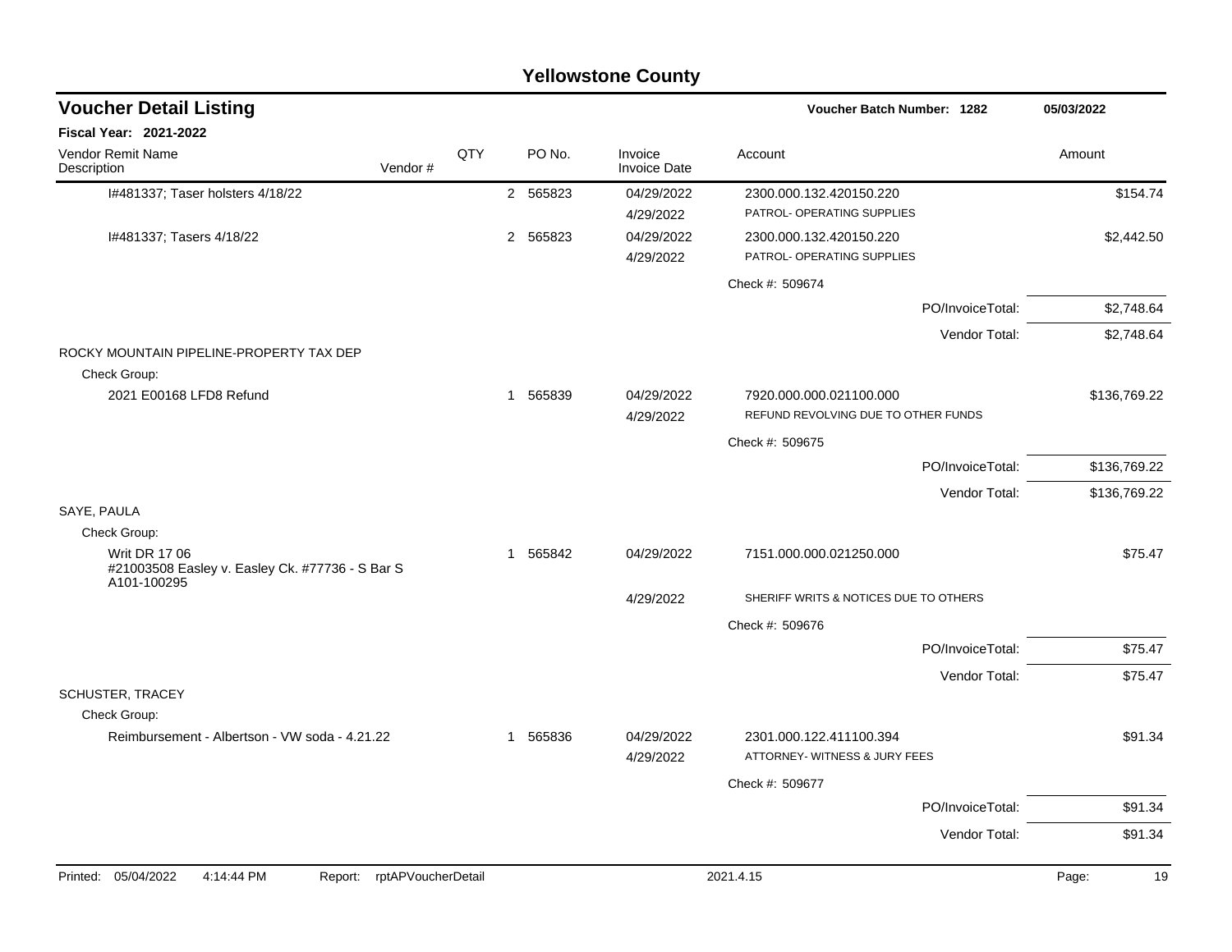# Yellowstone County

## Voucher Detail Listing

**Voucher Batch Number: 1282** — 05/03/2022

**Fiscal Year: 2021-2022**

| Vendor Remit Name / Description | Vendor # | QTY | PO No. | Invoice / Invoice Date | Account | Amount |
|---|---|---|---|---|---|---|
| I#481337; Taser holsters 4/18/22 | | 2 | 565823 | 04/29/2022 / 4/29/2022 | 2300.000.132.420150.220 PATROL- OPERATING SUPPLIES | $154.74 |
| I#481337; Tasers 4/18/22 | | 2 | 565823 | 04/29/2022 / 4/29/2022 | 2300.000.132.420150.220 PATROL- OPERATING SUPPLIES | $2,442.50 |
| | | | | | Check #: 509674 | |
| | | | | | PO/InvoiceTotal: | $2,748.64 |
| | | | | | Vendor Total: | $2,748.64 |
| ROCKY MOUNTAIN PIPELINE-PROPERTY TAX DEP | | | | | | |
| Check Group: | | | | | | |
| 2021 E00168 LFD8 Refund | | 1 | 565839 | 04/29/2022 / 4/29/2022 | 7920.000.000.021100.000 REFUND REVOLVING DUE TO OTHER FUNDS | $136,769.22 |
| | | | | | Check #: 509675 | |
| | | | | | PO/InvoiceTotal: | $136,769.22 |
| | | | | | Vendor Total: | $136,769.22 |
| SAYE, PAULA | | | | | | |
| Check Group: | | | | | | |
| Writ DR 17 06 #21003508 Easley v. Easley Ck. #77736 - S Bar S A101-100295 | | 1 | 565842 | 04/29/2022 / 4/29/2022 | 7151.000.000.021250.000 SHERIFF WRITS & NOTICES DUE TO OTHERS | $75.47 |
| | | | | | Check #: 509676 | |
| | | | | | PO/InvoiceTotal: | $75.47 |
| | | | | | Vendor Total: | $75.47 |
| SCHUSTER, TRACEY | | | | | | |
| Check Group: | | | | | | |
| Reimbursement - Albertson - VW soda - 4.21.22 | | 1 | 565836 | 04/29/2022 / 4/29/2022 | 2301.000.122.411100.394 ATTORNEY- WITNESS & JURY FEES | $91.34 |
| | | | | | Check #: 509677 | |
| | | | | | PO/InvoiceTotal: | $91.34 |
| | | | | | Vendor Total: | $91.34 |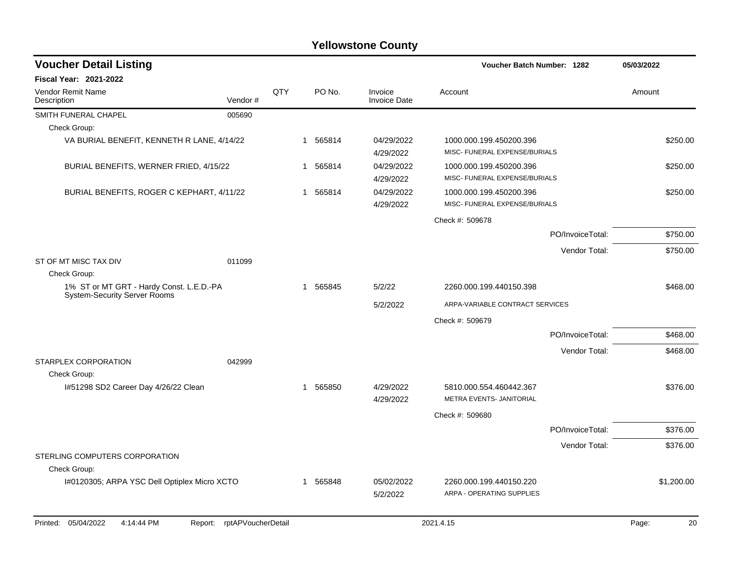# Yellowstone County

## Voucher Detail Listing

**Voucher Batch Number: 1282** — 05/03/2022

**Fiscal Year: 2021-2022**

| Vendor Remit Name / Description | Vendor # | QTY | PO No. | Invoice / Invoice Date | Account | Amount |
|---|---|---|---|---|---|---|
| SMITH FUNERAL CHAPEL | 005690 | | | | | |
| Check Group: | | | | | | |
| VA BURIAL BENEFIT, KENNETH R LANE, 4/14/22 | | 1 | 565814 | 04/29/2022 / 4/29/2022 | 1000.000.199.450200.396 MISC- FUNERAL EXPENSE/BURIALS | $250.00 |
| BURIAL BENEFITS, WERNER FRIED, 4/15/22 | | 1 | 565814 | 04/29/2022 / 4/29/2022 | 1000.000.199.450200.396 MISC- FUNERAL EXPENSE/BURIALS | $250.00 |
| BURIAL BENEFITS, ROGER C KEPHART, 4/11/22 | | 1 | 565814 | 04/29/2022 / 4/29/2022 | 1000.000.199.450200.396 MISC- FUNERAL EXPENSE/BURIALS | $250.00 |
| | | | | | Check #: 509678 | |
| | | | | | PO/InvoiceTotal: | $750.00 |
| | | | | | Vendor Total: | $750.00 |
| ST OF MT MISC TAX DIV | 011099 | | | | | |
| Check Group: | | | | | | |
| 1% ST or MT GRT - Hardy Const. L.E.D.-PA System-Security Server Rooms | | 1 | 565845 | 5/2/22 / 5/2/2022 | 2260.000.199.440150.398 ARPA-VARIABLE CONTRACT SERVICES | $468.00 |
| | | | | | Check #: 509679 | |
| | | | | | PO/InvoiceTotal: | $468.00 |
| | | | | | Vendor Total: | $468.00 |
| STARPLEX CORPORATION | 042999 | | | | | |
| Check Group: | | | | | | |
| I#51298 SD2 Career Day 4/26/22 Clean | | 1 | 565850 | 4/29/2022 / 4/29/2022 | 5810.000.554.460442.367 METRA EVENTS- JANITORIAL | $376.00 |
| | | | | | Check #: 509680 | |
| | | | | | PO/InvoiceTotal: | $376.00 |
| | | | | | Vendor Total: | $376.00 |
| STERLING COMPUTERS CORPORATION | | | | | | |
| Check Group: | | | | | | |
| I#0120305; ARPA YSC Dell Optiplex Micro XCTO | | 1 | 565848 | 05/02/2022 / 5/2/2022 | 2260.000.199.440150.220 ARPA - OPERATING SUPPLIES | $1,200.00 |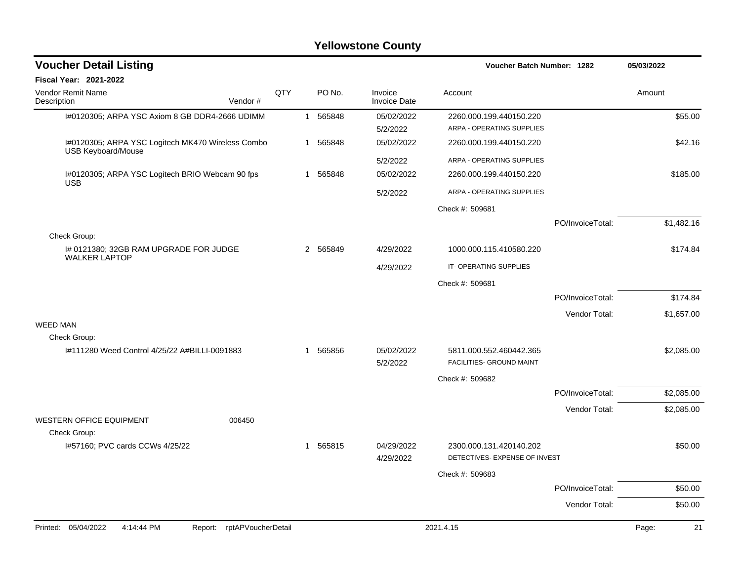# Yellowstone County

## Voucher Detail Listing

**Voucher Batch Number: 1282** — 05/03/2022

**Fiscal Year: 2021-2022**

| Vendor Remit Name / Description | Vendor # | QTY | PO No. | Invoice / Invoice Date | Account | Amount |
|---|---|---|---|---|---|---|
| I#0120305; ARPA YSC Axiom 8 GB DDR4-2666 UDIMM | | 1 | 565848 | 05/02/2022 / 5/2/2022 | 2260.000.199.440150.220 ARPA - OPERATING SUPPLIES | $55.00 |
| I#0120305; ARPA YSC Logitech MK470 Wireless Combo USB Keyboard/Mouse | | 1 | 565848 | 05/02/2022 / 5/2/2022 | 2260.000.199.440150.220 ARPA - OPERATING SUPPLIES | $42.16 |
| I#0120305; ARPA YSC Logitech BRIO Webcam 90 fps USB | | 1 | 565848 | 05/02/2022 / 5/2/2022 | 2260.000.199.440150.220 ARPA - OPERATING SUPPLIES | $185.00 |
| | | | | | Check #: 509681 | |
| | | | | | PO/InvoiceTotal: | $1,482.16 |
| Check Group: | | | | | | |
| I# 0121380; 32GB RAM UPGRADE FOR JUDGE WALKER LAPTOP | | 2 | 565849 | 4/29/2022 / 4/29/2022 | 1000.000.115.410580.220 IT- OPERATING SUPPLIES | $174.84 |
| | | | | | Check #: 509681 | |
| | | | | | PO/InvoiceTotal: | $174.84 |
| | | | | | Vendor Total: | $1,657.00 |
| **WEED MAN** | | | | | | |
| Check Group: | | | | | | |
| I#111280 Weed Control 4/25/22 A#BILLI-0091883 | | 1 | 565856 | 05/02/2022 / 5/2/2022 | 5811.000.552.460442.365 FACILITIES- GROUND MAINT | $2,085.00 |
| | | | | | Check #: 509682 | |
| | | | | | PO/InvoiceTotal: | $2,085.00 |
| | | | | | Vendor Total: | $2,085.00 |
| **WESTERN OFFICE EQUIPMENT** | 006450 | | | | | |
| Check Group: | | | | | | |
| I#57160; PVC cards CCWs 4/25/22 | | 1 | 565815 | 04/29/2022 / 4/29/2022 | 2300.000.131.420140.202 DETECTIVES- EXPENSE OF INVEST | $50.00 |
| | | | | | Check #: 509683 | |
| | | | | | PO/InvoiceTotal: | $50.00 |
| | | | | | Vendor Total: | $50.00 |

Printed: 05/04/2022 4:14:44 PM Report: rptAPVoucherDetail 2021.4.15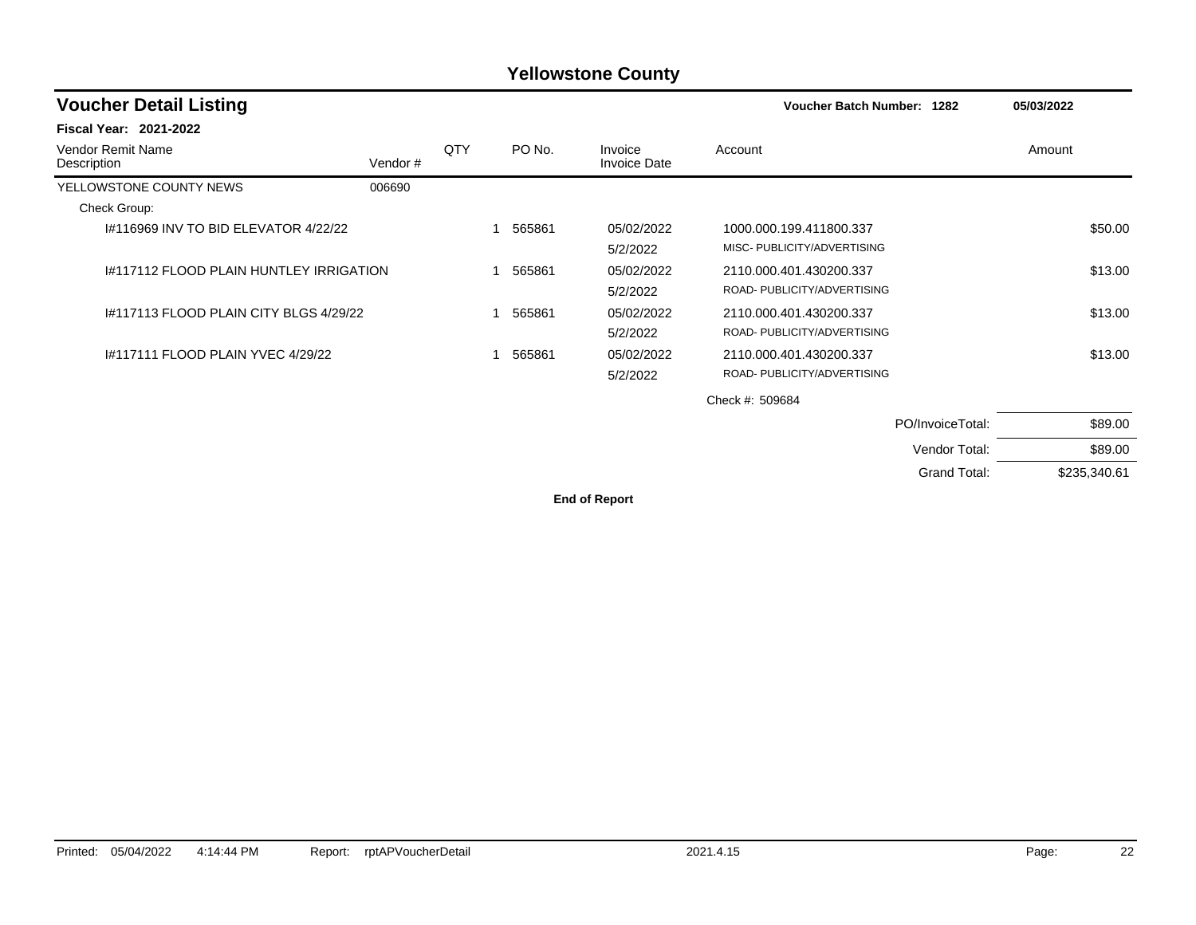# Yellowstone County

## Voucher Detail Listing

**Voucher Batch Number: 1282** **05/03/2022**

**Fiscal Year: 2021-2022**

| Vendor Remit Name / Description | Vendor # | QTY | PO No. | Invoice / Invoice Date | Account | Amount |
|---|---|---|---|---|---|---|
| YELLOWSTONE COUNTY NEWS | 006690 | | | | | |
| Check Group: | | | | | | |
| I#116969 INV TO BID ELEVATOR 4/22/22 | | 1 | 565861 | 05/02/2022<br>5/2/2022 | 1000.000.199.411800.337<br>MISC- PUBLICITY/ADVERTISING | $50.00 |
| I#117112 FLOOD PLAIN HUNTLEY IRRIGATION | | 1 | 565861 | 05/02/2022<br>5/2/2022 | 2110.000.401.430200.337<br>ROAD- PUBLICITY/ADVERTISING | $13.00 |
| I#117113 FLOOD PLAIN CITY BLGS 4/29/22 | | 1 | 565861 | 05/02/2022<br>5/2/2022 | 2110.000.401.430200.337<br>ROAD- PUBLICITY/ADVERTISING | $13.00 |
| I#117111 FLOOD PLAIN YVEC 4/29/22 | | 1 | 565861 | 05/02/2022<br>5/2/2022 | 2110.000.401.430200.337<br>ROAD- PUBLICITY/ADVERTISING | $13.00 |
| | | | | | Check #: 509684 | |
| | | | | | PO/InvoiceTotal: | $89.00 |
| | | | | | Vendor Total: | $89.00 |
| | | | | | Grand Total: | $235,340.61 |

**End of Report**